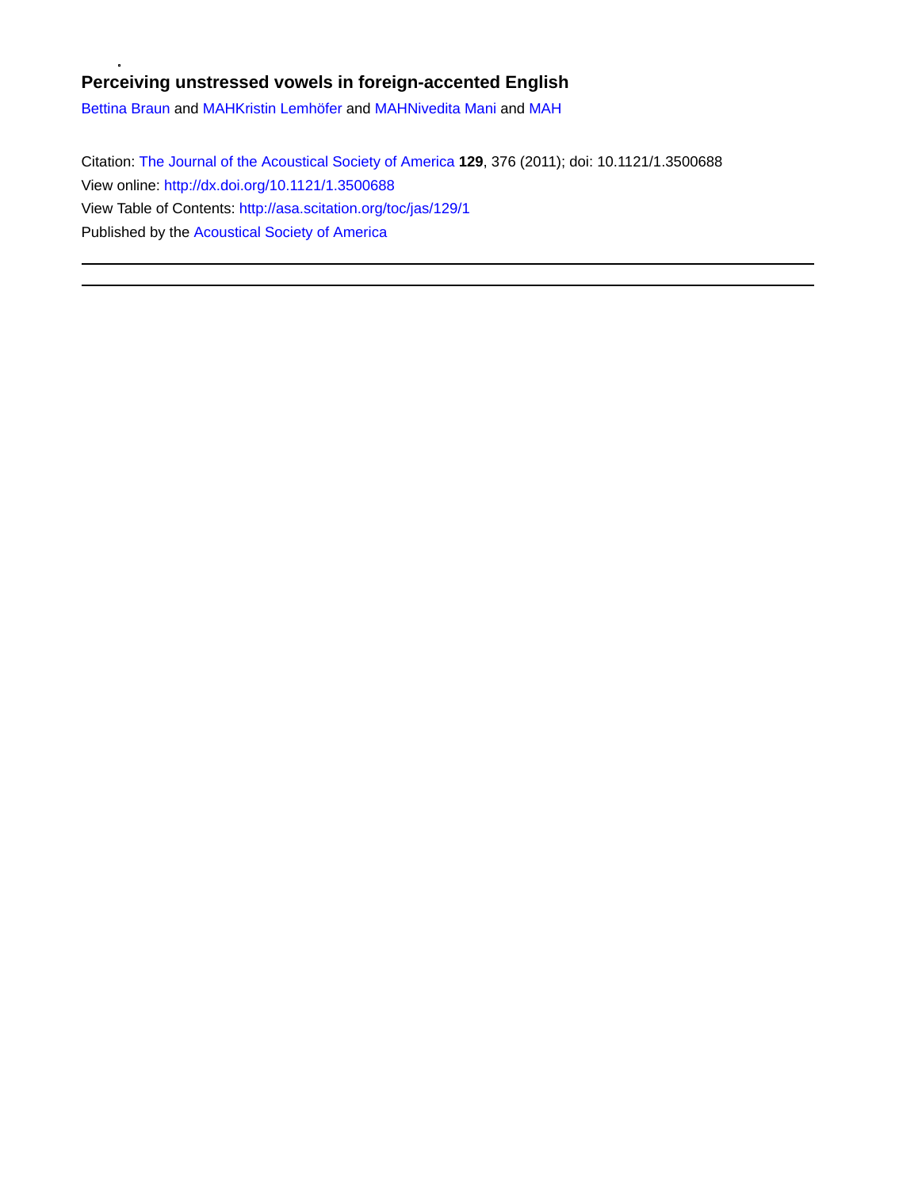# Perceiving unstressed vowels in foreign-accented English

Bettina Braun and MAHKristin Lemhöfer and MAHNivedita Mani and MAH

Citation: The Journal of the Acoustical Society of America **129**, 376 (2011); doi: 10.1121/1.3500688
View online: http://dx.doi.org/10.1121/1.3500688
View Table of Contents: http://asa.scitation.org/toc/jas/129/1
Published by the Acoustical Society of America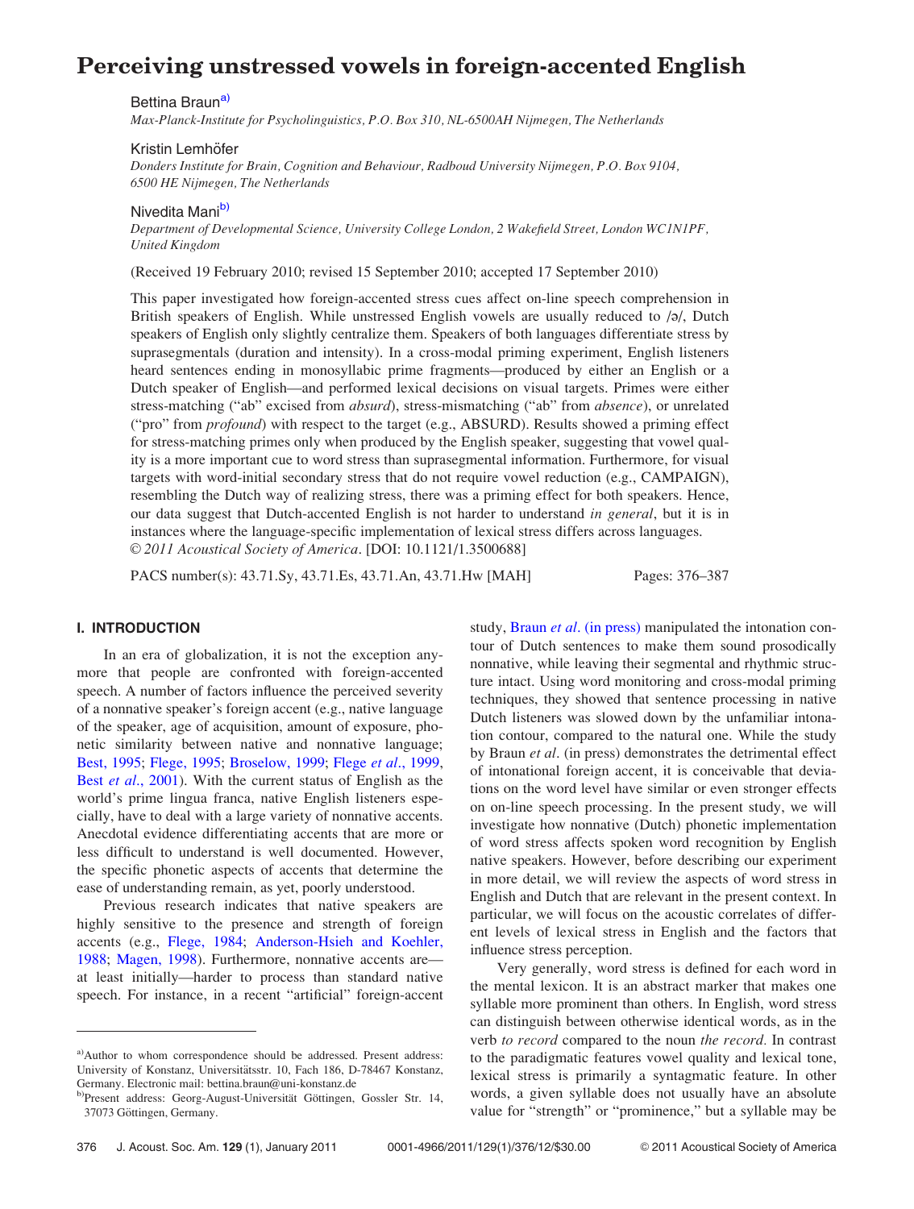# Perceiving unstressed vowels in foreign-accented English

Bettina Braun[a)]

*Max-Planck-Institute for Psycholinguistics, P.O. Box 310, NL-6500AH Nijmegen, The Netherlands*

Kristin Lemhöfer

*Donders Institute for Brain, Cognition and Behaviour, Radboud University Nijmegen, P.O. Box 9104, 6500 HE Nijmegen, The Netherlands*

Nivedita Mani[b)]

*Department of Developmental Science, University College London, 2 Wakefield Street, London WC1N1PF, United Kingdom*

(Received 19 February 2010; revised 15 September 2010; accepted 17 September 2010)

This paper investigated how foreign-accented stress cues affect on-line speech comprehension in British speakers of English. While unstressed English vowels are usually reduced to /ə/, Dutch speakers of English only slightly centralize them. Speakers of both languages differentiate stress by suprasegmentals (duration and intensity). In a cross-modal priming experiment, English listeners heard sentences ending in monosyllabic prime fragments—produced by either an English or a Dutch speaker of English—and performed lexical decisions on visual targets. Primes were either stress-matching ("ab" excised from *absurd*), stress-mismatching ("ab" from *absence*), or unrelated ("pro" from *profound*) with respect to the target (e.g., ABSURD). Results showed a priming effect for stress-matching primes only when produced by the English speaker, suggesting that vowel quality is a more important cue to word stress than suprasegmental information. Furthermore, for visual targets with word-initial secondary stress that do not require vowel reduction (e.g., CAMPAIGN), resembling the Dutch way of realizing stress, there was a priming effect for both speakers. Hence, our data suggest that Dutch-accented English is not harder to understand *in general*, but it is in instances where the language-specific implementation of lexical stress differs across languages. *© 2011 Acoustical Society of America*. [DOI: 10.1121/1.3500688]

PACS number(s): 43.71.Sy, 43.71.Es, 43.71.An, 43.71.Hw [MAH] Pages: 376–387

## I. INTRODUCTION

In an era of globalization, it is not the exception anymore that people are confronted with foreign-accented speech. A number of factors influence the perceived severity of a nonnative speaker's foreign accent (e.g., native language of the speaker, age of acquisition, amount of exposure, phonetic similarity between native and nonnative language; Best, 1995; Flege, 1995; Broselow, 1999; Flege *et al.*, 1999, Best *et al.*, 2001). With the current status of English as the world's prime lingua franca, native English listeners especially, have to deal with a large variety of nonnative accents. Anecdotal evidence differentiating accents that are more or less difficult to understand is well documented. However, the specific phonetic aspects of accents that determine the ease of understanding remain, as yet, poorly understood.

Previous research indicates that native speakers are highly sensitive to the presence and strength of foreign accents (e.g., Flege, 1984; Anderson-Hsieh and Koehler, 1988; Magen, 1998). Furthermore, nonnative accents are—at least initially—harder to process than standard native speech. For instance, in a recent "artificial" foreign-accent study, Braun *et al.* (in press) manipulated the intonation contour of Dutch sentences to make them sound prosodically nonnative, while leaving their segmental and rhythmic structure intact. Using word monitoring and cross-modal priming techniques, they showed that sentence processing in native Dutch listeners was slowed down by the unfamiliar intonation contour, compared to the natural one. While the study by Braun *et al.* (in press) demonstrates the detrimental effect of intonational foreign accent, it is conceivable that deviations on the word level have similar or even stronger effects on on-line speech processing. In the present study, we will investigate how nonnative (Dutch) phonetic implementation of word stress affects spoken word recognition by English native speakers. However, before describing our experiment in more detail, we will review the aspects of word stress in English and Dutch that are relevant in the present context. In particular, we will focus on the acoustic correlates of different levels of lexical stress in English and the factors that influence stress perception.

Very generally, word stress is defined for each word in the mental lexicon. It is an abstract marker that makes one syllable more prominent than others. In English, word stress can distinguish between otherwise identical words, as in the verb *to record* compared to the noun *the record.* In contrast to the paradigmatic features vowel quality and lexical tone, lexical stress is primarily a syntagmatic feature. In other words, a given syllable does not usually have an absolute value for "strength" or "prominence," but a syllable may be

---

[a)]Author to whom correspondence should be addressed. Present address: University of Konstanz, Universitätsstr. 10, Fach 186, D-78467 Konstanz, Germany. Electronic mail: bettina.braun@uni-konstanz.de

[b)]Present address: Georg-August-Universität Göttingen, Gossler Str. 14, 37073 Göttingen, Germany.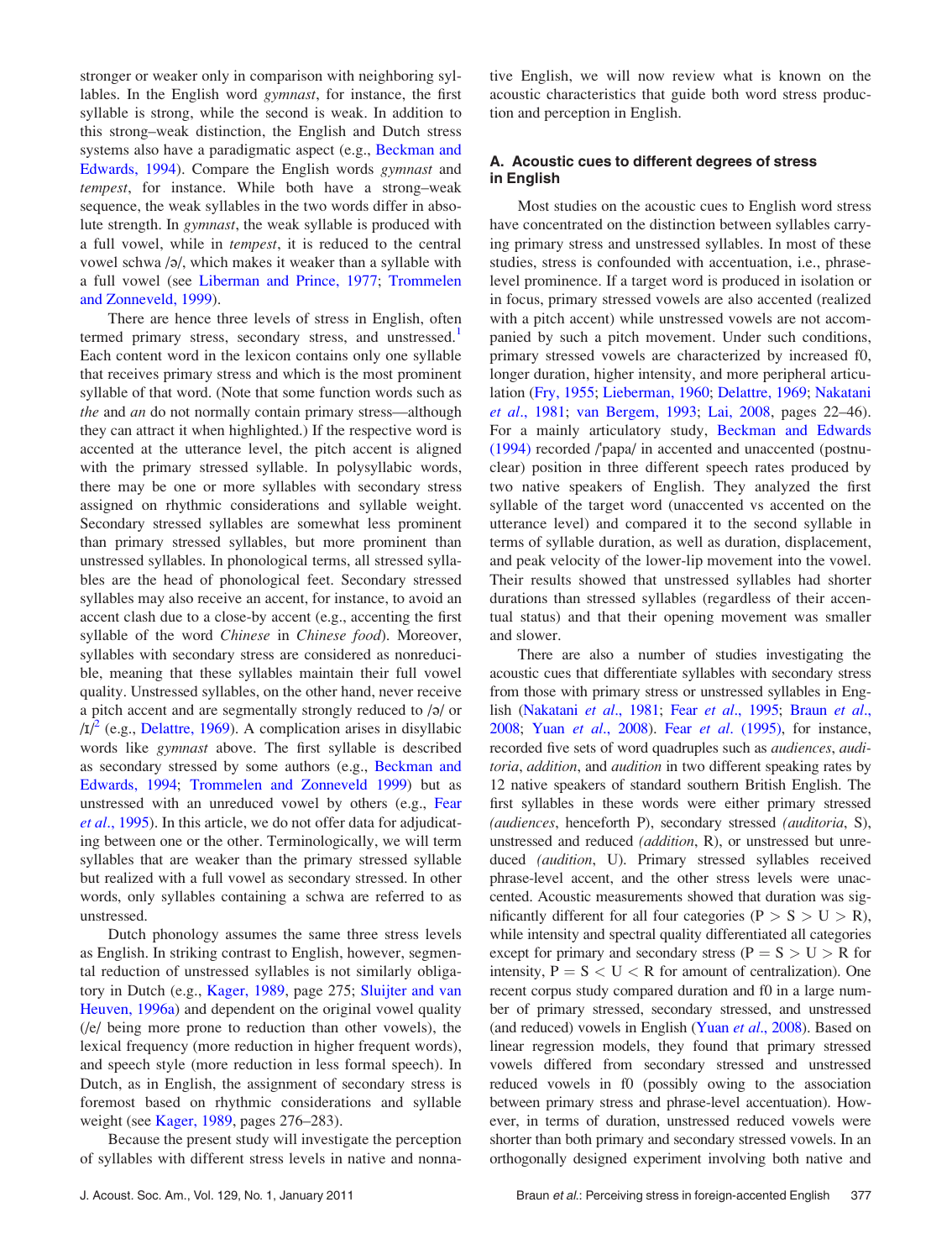stronger or weaker only in comparison with neighboring syllables. In the English word *gymnast*, for instance, the first syllable is strong, while the second is weak. In addition to this strong–weak distinction, the English and Dutch stress systems also have a paradigmatic aspect (e.g., Beckman and Edwards, 1994). Compare the English words *gymnast* and *tempest*, for instance. While both have a strong–weak sequence, the weak syllables in the two words differ in absolute strength. In *gymnast*, the weak syllable is produced with a full vowel, while in *tempest*, it is reduced to the central vowel schwa /ə/, which makes it weaker than a syllable with a full vowel (see Liberman and Prince, 1977; Trommelen and Zonneveld, 1999).

There are hence three levels of stress in English, often termed primary stress, secondary stress, and unstressed.[1] Each content word in the lexicon contains only one syllable that receives primary stress and which is the most prominent syllable of that word. (Note that some function words such as *the* and *an* do not normally contain primary stress—although they can attract it when highlighted.) If the respective word is accented at the utterance level, the pitch accent is aligned with the primary stressed syllable. In polysyllabic words, there may be one or more syllables with secondary stress assigned on rhythmic considerations and syllable weight. Secondary stressed syllables are somewhat less prominent than primary stressed syllables, but more prominent than unstressed syllables. In phonological terms, all stressed syllables are the head of phonological feet. Secondary stressed syllables may also receive an accent, for instance, to avoid an accent clash due to a close-by accent (e.g., accenting the first syllable of the word *Chinese* in *Chinese food*). Moreover, syllables with secondary stress are considered as nonreducible, meaning that these syllables maintain their full vowel quality. Unstressed syllables, on the other hand, never receive a pitch accent and are segmentally strongly reduced to /ə/ or /ɪ/[2] (e.g., Delattre, 1969). A complication arises in disyllabic words like *gymnast* above. The first syllable is described as secondary stressed by some authors (e.g., Beckman and Edwards, 1994; Trommelen and Zonneveld 1999) but as unstressed with an unreduced vowel by others (e.g., Fear *et al.*, 1995). In this article, we do not offer data for adjudicating between one or the other. Terminologically, we will term syllables that are weaker than the primary stressed syllable but realized with a full vowel as secondary stressed. In other words, only syllables containing a schwa are referred to as unstressed.

Dutch phonology assumes the same three stress levels as English. In striking contrast to English, however, segmental reduction of unstressed syllables is not similarly obligatory in Dutch (e.g., Kager, 1989, page 275; Sluijter and van Heuven, 1996a) and dependent on the original vowel quality (/e/ being more prone to reduction than other vowels), the lexical frequency (more reduction in higher frequent words), and speech style (more reduction in less formal speech). In Dutch, as in English, the assignment of secondary stress is foremost based on rhythmic considerations and syllable weight (see Kager, 1989, pages 276–283).

Because the present study will investigate the perception of syllables with different stress levels in native and nonnative English, we will now review what is known on the acoustic characteristics that guide both word stress production and perception in English.

### A. Acoustic cues to different degrees of stress in English

Most studies on the acoustic cues to English word stress have concentrated on the distinction between syllables carrying primary stress and unstressed syllables. In most of these studies, stress is confounded with accentuation, i.e., phrase-level prominence. If a target word is produced in isolation or in focus, primary stressed vowels are also accented (realized with a pitch accent) while unstressed vowels are not accompanied by such a pitch movement. Under such conditions, primary stressed vowels are characterized by increased f0, longer duration, higher intensity, and more peripheral articulation (Fry, 1955; Lieberman, 1960; Delattre, 1969; Nakatani *et al.*, 1981; van Bergem, 1993; Lai, 2008, pages 22–46). For a mainly articulatory study, Beckman and Edwards (1994) recorded /ˈpapa/ in accented and unaccented (postnuclear) position in three different speech rates produced by two native speakers of English. They analyzed the first syllable of the target word (unaccented vs accented on the utterance level) and compared it to the second syllable in terms of syllable duration, as well as duration, displacement, and peak velocity of the lower-lip movement into the vowel. Their results showed that unstressed syllables had shorter durations than stressed syllables (regardless of their accentual status) and that their opening movement was smaller and slower.

There are also a number of studies investigating the acoustic cues that differentiate syllables with secondary stress from those with primary stress or unstressed syllables in English (Nakatani *et al.*, 1981; Fear *et al.*, 1995; Braun *et al.*, 2008; Yuan *et al.*, 2008). Fear *et al.* (1995), for instance, recorded five sets of word quadruples such as *audiences*, *auditoria*, *addition*, and *audition* in two different speaking rates by 12 native speakers of standard southern British English. The first syllables in these words were either primary stressed (*audiences*, henceforth P), secondary stressed (*auditoria*, S), unstressed and reduced (*addition*, R), or unstressed but unreduced (*audition*, U). Primary stressed syllables received phrase-level accent, and the other stress levels were unaccented. Acoustic measurements showed that duration was significantly different for all four categories (P > S > U > R), while intensity and spectral quality differentiated all categories except for primary and secondary stress (P = S > U > R for intensity, P = S < U < R for amount of centralization). One recent corpus study compared duration and f0 in a large number of primary stressed, secondary stressed, and unstressed (and reduced) vowels in English (Yuan *et al.*, 2008). Based on linear regression models, they found that primary stressed vowels differed from secondary stressed and unstressed reduced vowels in f0 (possibly owing to the association between primary stress and phrase-level accentuation). However, in terms of duration, unstressed reduced vowels were shorter than both primary and secondary stressed vowels. In an orthogonally designed experiment involving both native and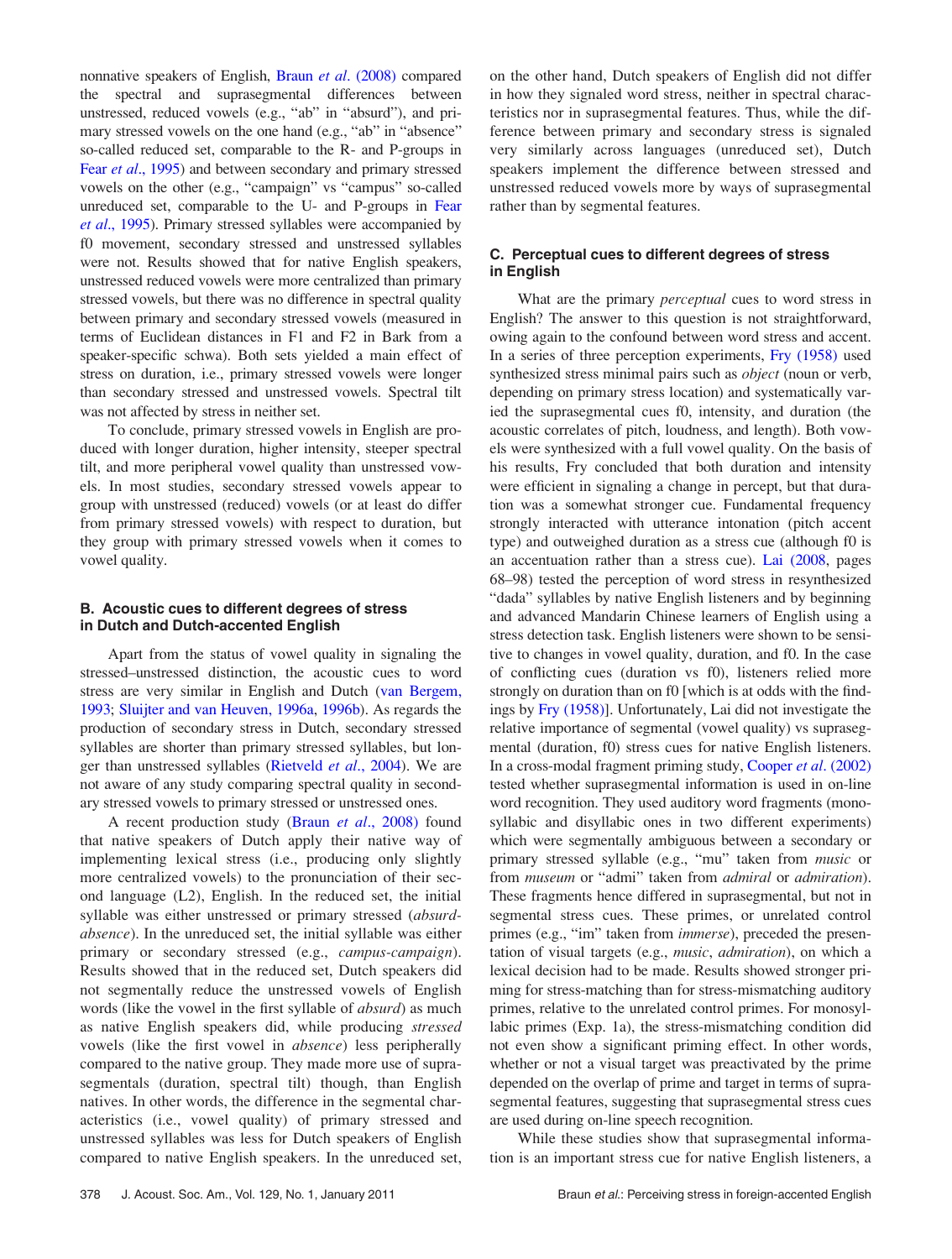nonnative speakers of English, Braun *et al*. (2008) compared the spectral and suprasegmental differences between unstressed, reduced vowels (e.g., "ab" in "absurd"), and primary stressed vowels on the one hand (e.g., "ab" in "absence" so-called reduced set, comparable to the R- and P-groups in Fear *et al*., 1995) and between secondary and primary stressed vowels on the other (e.g., "campaign" vs "campus" so-called unreduced set, comparable to the U- and P-groups in Fear *et al*., 1995). Primary stressed syllables were accompanied by f0 movement, secondary stressed and unstressed syllables were not. Results showed that for native English speakers, unstressed reduced vowels were more centralized than primary stressed vowels, but there was no difference in spectral quality between primary and secondary stressed vowels (measured in terms of Euclidean distances in F1 and F2 in Bark from a speaker-specific schwa). Both sets yielded a main effect of stress on duration, i.e., primary stressed vowels were longer than secondary stressed and unstressed vowels. Spectral tilt was not affected by stress in neither set.

To conclude, primary stressed vowels in English are produced with longer duration, higher intensity, steeper spectral tilt, and more peripheral vowel quality than unstressed vowels. In most studies, secondary stressed vowels appear to group with unstressed (reduced) vowels (or at least do differ from primary stressed vowels) with respect to duration, but they group with primary stressed vowels when it comes to vowel quality.

### B. Acoustic cues to different degrees of stress in Dutch and Dutch-accented English

Apart from the status of vowel quality in signaling the stressed–unstressed distinction, the acoustic cues to word stress are very similar in English and Dutch (van Bergem, 1993; Sluijter and van Heuven, 1996a, 1996b). As regards the production of secondary stress in Dutch, secondary stressed syllables are shorter than primary stressed syllables, but longer than unstressed syllables (Rietveld *et al*., 2004). We are not aware of any study comparing spectral quality in secondary stressed vowels to primary stressed or unstressed ones.

A recent production study (Braun *et al*., 2008) found that native speakers of Dutch apply their native way of implementing lexical stress (i.e., producing only slightly more centralized vowels) to the pronunciation of their second language (L2), English. In the reduced set, the initial syllable was either unstressed or primary stressed (*absurd-absence*). In the unreduced set, the initial syllable was either primary or secondary stressed (e.g., *campus-campaign*). Results showed that in the reduced set, Dutch speakers did not segmentally reduce the unstressed vowels of English words (like the vowel in the first syllable of *absurd*) as much as native English speakers did, while producing *stressed* vowels (like the first vowel in *absence*) less peripherally compared to the native group. They made more use of suprasegmentals (duration, spectral tilt) though, than English natives. In other words, the difference in the segmental characteristics (i.e., vowel quality) of primary stressed and unstressed syllables was less for Dutch speakers of English compared to native English speakers. In the unreduced set, on the other hand, Dutch speakers of English did not differ in how they signaled word stress, neither in spectral characteristics nor in suprasegmental features. Thus, while the difference between primary and secondary stress is signaled very similarly across languages (unreduced set), Dutch speakers implement the difference between stressed and unstressed reduced vowels more by ways of suprasegmental rather than by segmental features.

### C. Perceptual cues to different degrees of stress in English

What are the primary *perceptual* cues to word stress in English? The answer to this question is not straightforward, owing again to the confound between word stress and accent. In a series of three perception experiments, Fry (1958) used synthesized stress minimal pairs such as *object* (noun or verb, depending on primary stress location) and systematically varied the suprasegmental cues f0, intensity, and duration (the acoustic correlates of pitch, loudness, and length). Both vowels were synthesized with a full vowel quality. On the basis of his results, Fry concluded that both duration and intensity were efficient in signaling a change in percept, but that duration was a somewhat stronger cue. Fundamental frequency strongly interacted with utterance intonation (pitch accent type) and outweighed duration as a stress cue (although f0 is an accentuation rather than a stress cue). Lai (2008, pages 68–98) tested the perception of word stress in resynthesized "dada" syllables by native English listeners and by beginning and advanced Mandarin Chinese learners of English using a stress detection task. English listeners were shown to be sensitive to changes in vowel quality, duration, and f0. In the case of conflicting cues (duration vs f0), listeners relied more strongly on duration than on f0 [which is at odds with the findings by Fry (1958)]. Unfortunately, Lai did not investigate the relative importance of segmental (vowel quality) vs suprasegmental (duration, f0) stress cues for native English listeners. In a cross-modal fragment priming study, Cooper *et al*. (2002) tested whether suprasegmental information is used in on-line word recognition. They used auditory word fragments (monosyllabic and disyllabic ones in two different experiments) which were segmentally ambiguous between a secondary or primary stressed syllable (e.g., "mu" taken from *music* or from *museum* or "admi" taken from *admiral* or *admiration*). These fragments hence differed in suprasegmental, but not in segmental stress cues. These primes, or unrelated control primes (e.g., "im" taken from *immerse*), preceded the presentation of visual targets (e.g., *music*, *admiration*), on which a lexical decision had to be made. Results showed stronger priming for stress-matching than for stress-mismatching auditory primes, relative to the unrelated control primes. For monosyllabic primes (Exp. 1a), the stress-mismatching condition did not even show a significant priming effect. In other words, whether or not a visual target was preactivated by the prime depended on the overlap of prime and target in terms of suprasegmental features, suggesting that suprasegmental stress cues are used during on-line speech recognition.

While these studies show that suprasegmental information is an important stress cue for native English listeners, a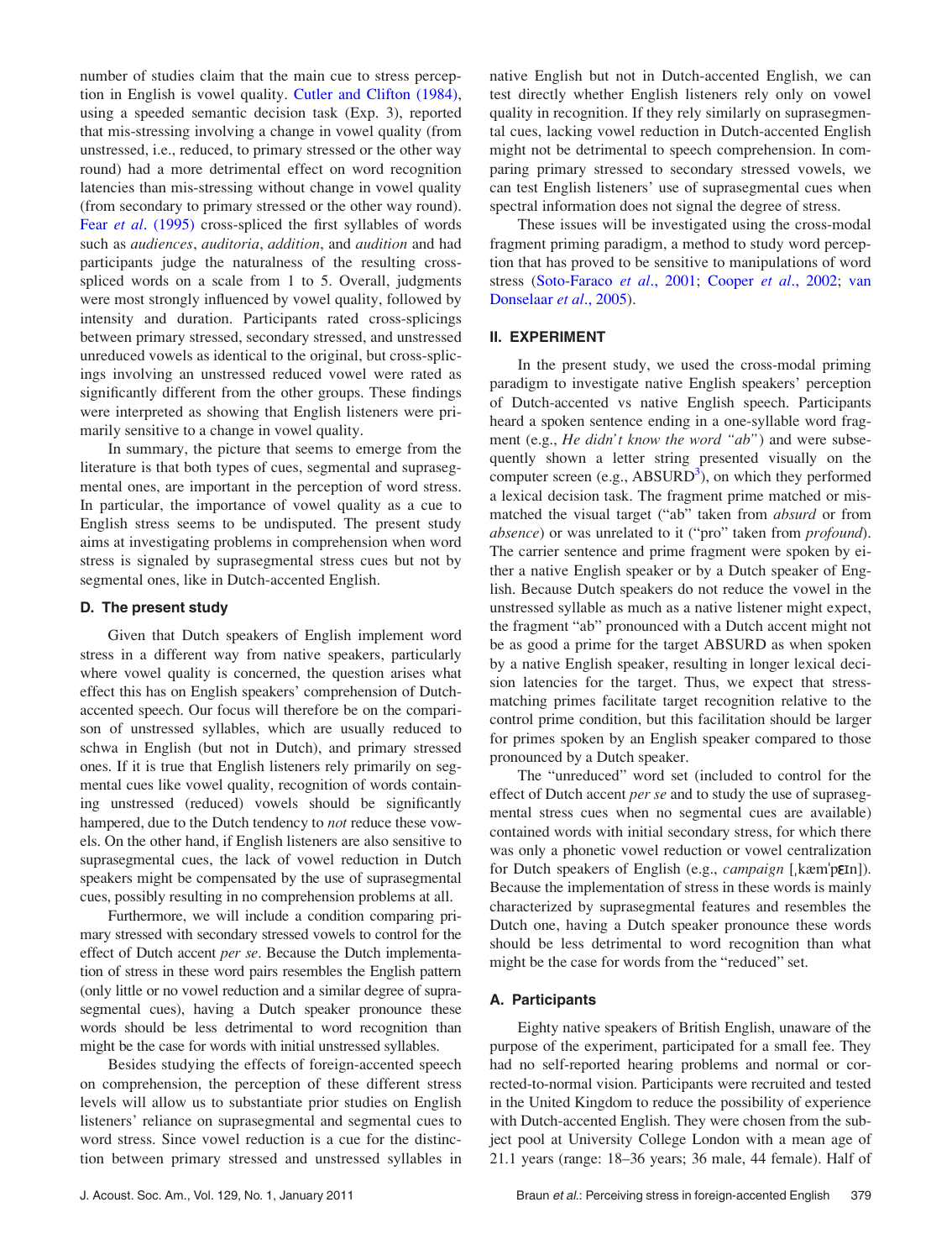number of studies claim that the main cue to stress perception in English is vowel quality. Cutler and Clifton (1984), using a speeded semantic decision task (Exp. 3), reported that mis-stressing involving a change in vowel quality (from unstressed, i.e., reduced, to primary stressed or the other way round) had a more detrimental effect on word recognition latencies than mis-stressing without change in vowel quality (from secondary to primary stressed or the other way round). Fear *et al.* (1995) cross-spliced the first syllables of words such as *audiences*, *auditoria*, *addition*, and *audition* and had participants judge the naturalness of the resulting cross-spliced words on a scale from 1 to 5. Overall, judgments were most strongly influenced by vowel quality, followed by intensity and duration. Participants rated cross-splicings between primary stressed, secondary stressed, and unstressed unreduced vowels as identical to the original, but cross-splicings involving an unstressed reduced vowel were rated as significantly different from the other groups. These findings were interpreted as showing that English listeners were primarily sensitive to a change in vowel quality.

In summary, the picture that seems to emerge from the literature is that both types of cues, segmental and suprasegmental ones, are important in the perception of word stress. In particular, the importance of vowel quality as a cue to English stress seems to be undisputed. The present study aims at investigating problems in comprehension when word stress is signaled by suprasegmental stress cues but not by segmental ones, like in Dutch-accented English.

### D. The present study

Given that Dutch speakers of English implement word stress in a different way from native speakers, particularly where vowel quality is concerned, the question arises what effect this has on English speakers' comprehension of Dutch-accented speech. Our focus will therefore be on the comparison of unstressed syllables, which are usually reduced to schwa in English (but not in Dutch), and primary stressed ones. If it is true that English listeners rely primarily on segmental cues like vowel quality, recognition of words containing unstressed (reduced) vowels should be significantly hampered, due to the Dutch tendency to *not* reduce these vowels. On the other hand, if English listeners are also sensitive to suprasegmental cues, the lack of vowel reduction in Dutch speakers might be compensated by the use of suprasegmental cues, possibly resulting in no comprehension problems at all.

Furthermore, we will include a condition comparing primary stressed with secondary stressed vowels to control for the effect of Dutch accent *per se*. Because the Dutch implementation of stress in these word pairs resembles the English pattern (only little or no vowel reduction and a similar degree of suprasegmental cues), having a Dutch speaker pronounce these words should be less detrimental to word recognition than might be the case for words with initial unstressed syllables.

Besides studying the effects of foreign-accented speech on comprehension, the perception of these different stress levels will allow us to substantiate prior studies on English listeners' reliance on suprasegmental and segmental cues to word stress. Since vowel reduction is a cue for the distinction between primary stressed and unstressed syllables in native English but not in Dutch-accented English, we can test directly whether English listeners rely only on vowel quality in recognition. If they rely similarly on suprasegmental cues, lacking vowel reduction in Dutch-accented English might not be detrimental to speech comprehension. In comparing primary stressed to secondary stressed vowels, we can test English listeners' use of suprasegmental cues when spectral information does not signal the degree of stress.

These issues will be investigated using the cross-modal fragment priming paradigm, a method to study word perception that has proved to be sensitive to manipulations of word stress (Soto-Faraco *et al.*, 2001; Cooper *et al.*, 2002; van Donselaar *et al.*, 2005).

## II. EXPERIMENT

In the present study, we used the cross-modal priming paradigm to investigate native English speakers' perception of Dutch-accented vs native English speech. Participants heard a spoken sentence ending in a one-syllable word fragment (e.g., *He didn't know the word "ab"*) and were subsequently shown a letter string presented visually on the computer screen (e.g., ABSURD[3]), on which they performed a lexical decision task. The fragment prime matched or mismatched the visual target ("ab" taken from *absurd* or from *absence*) or was unrelated to it ("pro" taken from *profound*). The carrier sentence and prime fragment were spoken by either a native English speaker or by a Dutch speaker of English. Because Dutch speakers do not reduce the vowel in the unstressed syllable as much as a native listener might expect, the fragment "ab" pronounced with a Dutch accent might not be as good a prime for the target ABSURD as when spoken by a native English speaker, resulting in longer lexical decision latencies for the target. Thus, we expect that stress-matching primes facilitate target recognition relative to the control prime condition, but this facilitation should be larger for primes spoken by an English speaker compared to those pronounced by a Dutch speaker.

The "unreduced" word set (included to control for the effect of Dutch accent *per se* and to study the use of suprasegmental stress cues when no segmental cues are available) contained words with initial secondary stress, for which there was only a phonetic vowel reduction or vowel centralization for Dutch speakers of English (e.g., *campaign* [ˌkæmˈpɛɪn]). Because the implementation of stress in these words is mainly characterized by suprasegmental features and resembles the Dutch one, having a Dutch speaker pronounce these words should be less detrimental to word recognition than what might be the case for words from the "reduced" set.

### A. Participants

Eighty native speakers of British English, unaware of the purpose of the experiment, participated for a small fee. They had no self-reported hearing problems and normal or corrected-to-normal vision. Participants were recruited and tested in the United Kingdom to reduce the possibility of experience with Dutch-accented English. They were chosen from the subject pool at University College London with a mean age of 21.1 years (range: 18–36 years; 36 male, 44 female). Half of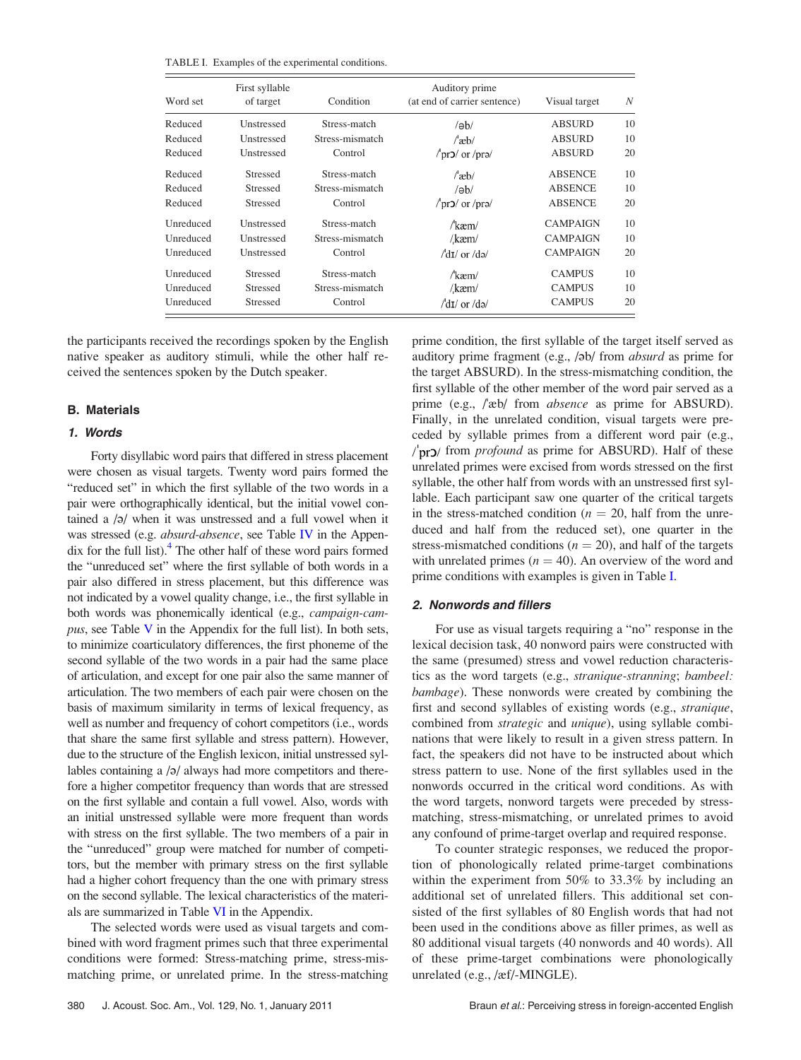TABLE I. Examples of the experimental conditions.

| Word set | First syllable of target | Condition | Auditory prime (at end of carrier sentence) | Visual target | N |
|---|---|---|---|---|---|
| Reduced | Unstressed | Stress-match | /əb/ | ABSURD | 10 |
| Reduced | Unstressed | Stress-mismatch | /ˈæb/ | ABSURD | 10 |
| Reduced | Unstressed | Control | /ˈprɔ/ or /prə/ | ABSURD | 20 |
| Reduced | Stressed | Stress-match | /ˈæb/ | ABSENCE | 10 |
| Reduced | Stressed | Stress-mismatch | /əb/ | ABSENCE | 10 |
| Reduced | Stressed | Control | /ˈprɔ/ or /prə/ | ABSENCE | 20 |
| Unreduced | Unstressed | Stress-match | /ˈkæm/ | CAMPAIGN | 10 |
| Unreduced | Unstressed | Stress-mismatch | /ˌkæm/ | CAMPAIGN | 10 |
| Unreduced | Unstressed | Control | /ˈdɪ/ or /də/ | CAMPAIGN | 20 |
| Unreduced | Stressed | Stress-match | /ˈkæm/ | CAMPUS | 10 |
| Unreduced | Stressed | Stress-mismatch | /ˌkæm/ | CAMPUS | 10 |
| Unreduced | Stressed | Control | /ˈdɪ/ or /də/ | CAMPUS | 20 |

the participants received the recordings spoken by the English native speaker as auditory stimuli, while the other half received the sentences spoken by the Dutch speaker.

## B. Materials

### 1. Words

Forty disyllabic word pairs that differed in stress placement were chosen as visual targets. Twenty word pairs formed the "reduced set" in which the first syllable of the two words in a pair were orthographically identical, but the initial vowel contained a /ə/ when it was unstressed and a full vowel when it was stressed (e.g. *absurd-absence*, see Table IV in the Appendix for the full list).[4] The other half of these word pairs formed the "unreduced set" where the first syllable of both words in a pair also differed in stress placement, but this difference was not indicated by a vowel quality change, i.e., the first syllable in both words was phonemically identical (e.g., *campaign-campus*, see Table V in the Appendix for the full list). In both sets, to minimize coarticulatory differences, the first phoneme of the second syllable of the two words in a pair had the same place of articulation, and except for one pair also the same manner of articulation. The two members of each pair were chosen on the basis of maximum similarity in terms of lexical frequency, as well as number and frequency of cohort competitors (i.e., words that share the same first syllable and stress pattern). However, due to the structure of the English lexicon, initial unstressed syllables containing a /ə/ always had more competitors and therefore a higher competitor frequency than words that are stressed on the first syllable and contain a full vowel. Also, words with an initial unstressed syllable were more frequent than words with stress on the first syllable. The two members of a pair in the "unreduced" group were matched for number of competitors, but the member with primary stress on the first syllable had a higher cohort frequency than the one with primary stress on the second syllable. The lexical characteristics of the materials are summarized in Table VI in the Appendix.

The selected words were used as visual targets and combined with word fragment primes such that three experimental conditions were formed: Stress-matching prime, stress-mismatching prime, or unrelated prime. In the stress-matching prime condition, the first syllable of the target itself served as auditory prime fragment (e.g., /əb/ from *absurd* as prime for the target ABSURD). In the stress-mismatching condition, the first syllable of the other member of the word pair served as a prime (e.g., /ˈæb/ from *absence* as prime for ABSURD). Finally, in the unrelated condition, visual targets were preceded by syllable primes from a different word pair (e.g., /ˈprɔ/ from *profound* as prime for ABSURD). Half of these unrelated primes were excised from words stressed on the first syllable, the other half from words with an unstressed first syllable. Each participant saw one quarter of the critical targets in the stress-matched condition ($n = 20$, half from the unreduced and half from the reduced set), one quarter in the stress-mismatched conditions ($n = 20$), and half of the targets with unrelated primes ($n = 40$). An overview of the word and prime conditions with examples is given in Table I.

### 2. Nonwords and fillers

For use as visual targets requiring a "no" response in the lexical decision task, 40 nonword pairs were constructed with the same (presumed) stress and vowel reduction characteristics as the word targets (e.g., *stranique-stranning*; *bambeel: bambage*). These nonwords were created by combining the first and second syllables of existing words (e.g., *stranique*, combined from *strategic* and *unique*), using syllable combinations that were likely to result in a given stress pattern. In fact, the speakers did not have to be instructed about which stress pattern to use. None of the first syllables used in the nonwords occurred in the critical word conditions. As with the word targets, nonword targets were preceded by stress-matching, stress-mismatching, or unrelated primes to avoid any confound of prime-target overlap and required response.

To counter strategic responses, we reduced the proportion of phonologically related prime-target combinations within the experiment from 50% to 33.3% by including an additional set of unrelated fillers. This additional set consisted of the first syllables of 80 English words that had not been used in the conditions above as filler primes, as well as 80 additional visual targets (40 nonwords and 40 words). All of these prime-target combinations were phonologically unrelated (e.g., /æf/-MINGLE).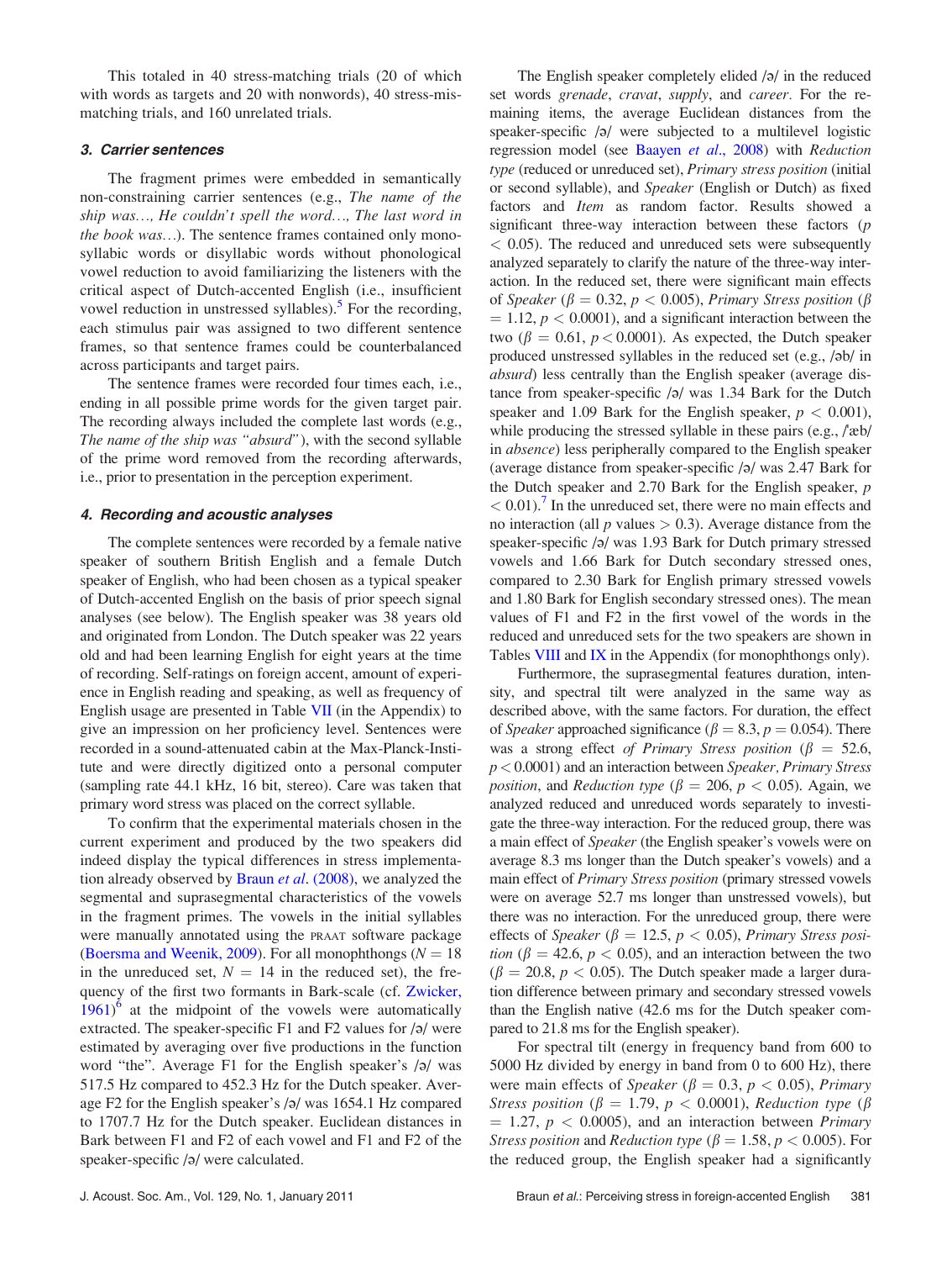This totaled in 40 stress-matching trials (20 of which with words as targets and 20 with nonwords), 40 stress-mismatching trials, and 160 unrelated trials.

### 3. Carrier sentences

The fragment primes were embedded in semantically non-constraining carrier sentences (e.g., *The name of the ship was…, He couldn't spell the word…, The last word in the book was…*). The sentence frames contained only monosyllabic words or disyllabic words without phonological vowel reduction to avoid familiarizing the listeners with the critical aspect of Dutch-accented English (i.e., insufficient vowel reduction in unstressed syllables).[5] For the recording, each stimulus pair was assigned to two different sentence frames, so that sentence frames could be counterbalanced across participants and target pairs.

The sentence frames were recorded four times each, i.e., ending in all possible prime words for the given target pair. The recording always included the complete last words (e.g., *The name of the ship was "absurd"*), with the second syllable of the prime word removed from the recording afterwards, i.e., prior to presentation in the perception experiment.

### 4. Recording and acoustic analyses

The complete sentences were recorded by a female native speaker of southern British English and a female Dutch speaker of English, who had been chosen as a typical speaker of Dutch-accented English on the basis of prior speech signal analyses (see below). The English speaker was 38 years old and originated from London. The Dutch speaker was 22 years old and had been learning English for eight years at the time of recording. Self-ratings on foreign accent, amount of experience in English reading and speaking, as well as frequency of English usage are presented in Table VII (in the Appendix) to give an impression on her proficiency level. Sentences were recorded in a sound-attenuated cabin at the Max-Planck-Institute and were directly digitized onto a personal computer (sampling rate 44.1 kHz, 16 bit, stereo). Care was taken that primary word stress was placed on the correct syllable.

To confirm that the experimental materials chosen in the current experiment and produced by the two speakers did indeed display the typical differences in stress implementation already observed by Braun *et al*. (2008), we analyzed the segmental and suprasegmental characteristics of the vowels in the fragment primes. The vowels in the initial syllables were manually annotated using the PRAAT software package (Boersma and Weenik, 2009). For all monophthongs ($N = 18$ in the unreduced set, $N = 14$ in the reduced set), the frequency of the first two formants in Bark-scale (cf. Zwicker, 1961)[6] at the midpoint of the vowels were automatically extracted. The speaker-specific F1 and F2 values for /ə/ were estimated by averaging over five productions in the function word "the". Average F1 for the English speaker's /ə/ was 517.5 Hz compared to 452.3 Hz for the Dutch speaker. Average F2 for the English speaker's /ə/ was 1654.1 Hz compared to 1707.7 Hz for the Dutch speaker. Euclidean distances in Bark between F1 and F2 of each vowel and F1 and F2 of the speaker-specific /ə/ were calculated.

The English speaker completely elided /ə/ in the reduced set words *grenade*, *cravat*, *supply*, and *career*. For the remaining items, the average Euclidean distances from the speaker-specific /ə/ were subjected to a multilevel logistic regression model (see Baayen *et al*., 2008) with *Reduction type* (reduced or unreduced set), *Primary stress position* (initial or second syllable), and *Speaker* (English or Dutch) as fixed factors and *Item* as random factor. Results showed a significant three-way interaction between these factors ($p < 0.05$). The reduced and unreduced sets were subsequently analyzed separately to clarify the nature of the three-way interaction. In the reduced set, there were significant main effects of *Speaker* ($\beta = 0.32$, $p < 0.005$), *Primary Stress position* ($\beta = 1.12$, $p < 0.0001$), and a significant interaction between the two ($\beta = 0.61$, $p < 0.0001$). As expected, the Dutch speaker produced unstressed syllables in the reduced set (e.g., /əb/ in *absurd*) less centrally than the English speaker (average distance from speaker-specific /ə/ was 1.34 Bark for the Dutch speaker and 1.09 Bark for the English speaker, $p < 0.001$), while producing the stressed syllable in these pairs (e.g., /ˈæb/ in *absence*) less peripherally compared to the English speaker (average distance from speaker-specific /ə/ was 2.47 Bark for the Dutch speaker and 2.70 Bark for the English speaker, $p < 0.01$).[7] In the unreduced set, there were no main effects and no interaction (all $p$ values $> 0.3$). Average distance from the speaker-specific /ə/ was 1.93 Bark for Dutch primary stressed vowels and 1.66 Bark for Dutch secondary stressed ones, compared to 2.30 Bark for English primary stressed vowels and 1.80 Bark for English secondary stressed ones). The mean values of F1 and F2 in the first vowel of the words in the reduced and unreduced sets for the two speakers are shown in Tables VIII and IX in the Appendix (for monophthongs only).

Furthermore, the suprasegmental features duration, intensity, and spectral tilt were analyzed in the same way as described above, with the same factors. For duration, the effect of *Speaker* approached significance ($\beta = 8.3$, $p = 0.054$). There was a strong effect *of Primary Stress position* ($\beta = 52.6$, $p < 0.0001$) and an interaction between *Speaker, Primary Stress position*, and *Reduction type* ($\beta = 206$, $p < 0.05$). Again, we analyzed reduced and unreduced words separately to investigate the three-way interaction. For the reduced group, there was a main effect of *Speaker* (the English speaker's vowels were on average 8.3 ms longer than the Dutch speaker's vowels) and a main effect of *Primary Stress position* (primary stressed vowels were on average 52.7 ms longer than unstressed vowels), but there was no interaction. For the unreduced group, there were effects of *Speaker* ($\beta = 12.5$, $p < 0.05$), *Primary Stress position* ($\beta = 42.6$, $p < 0.05$), and an interaction between the two ($\beta = 20.8$, $p < 0.05$). The Dutch speaker made a larger duration difference between primary and secondary stressed vowels than the English native (42.6 ms for the Dutch speaker compared to 21.8 ms for the English speaker).

For spectral tilt (energy in frequency band from 600 to 5000 Hz divided by energy in band from 0 to 600 Hz), there were main effects of *Speaker* ($\beta = 0.3$, $p < 0.05$), *Primary Stress position* ($\beta = 1.79$, $p < 0.0001$), *Reduction type* ($\beta = 1.27$, $p < 0.0005$), and an interaction between *Primary Stress position* and *Reduction type* ($\beta = 1.58$, $p < 0.005$). For the reduced group, the English speaker had a significantly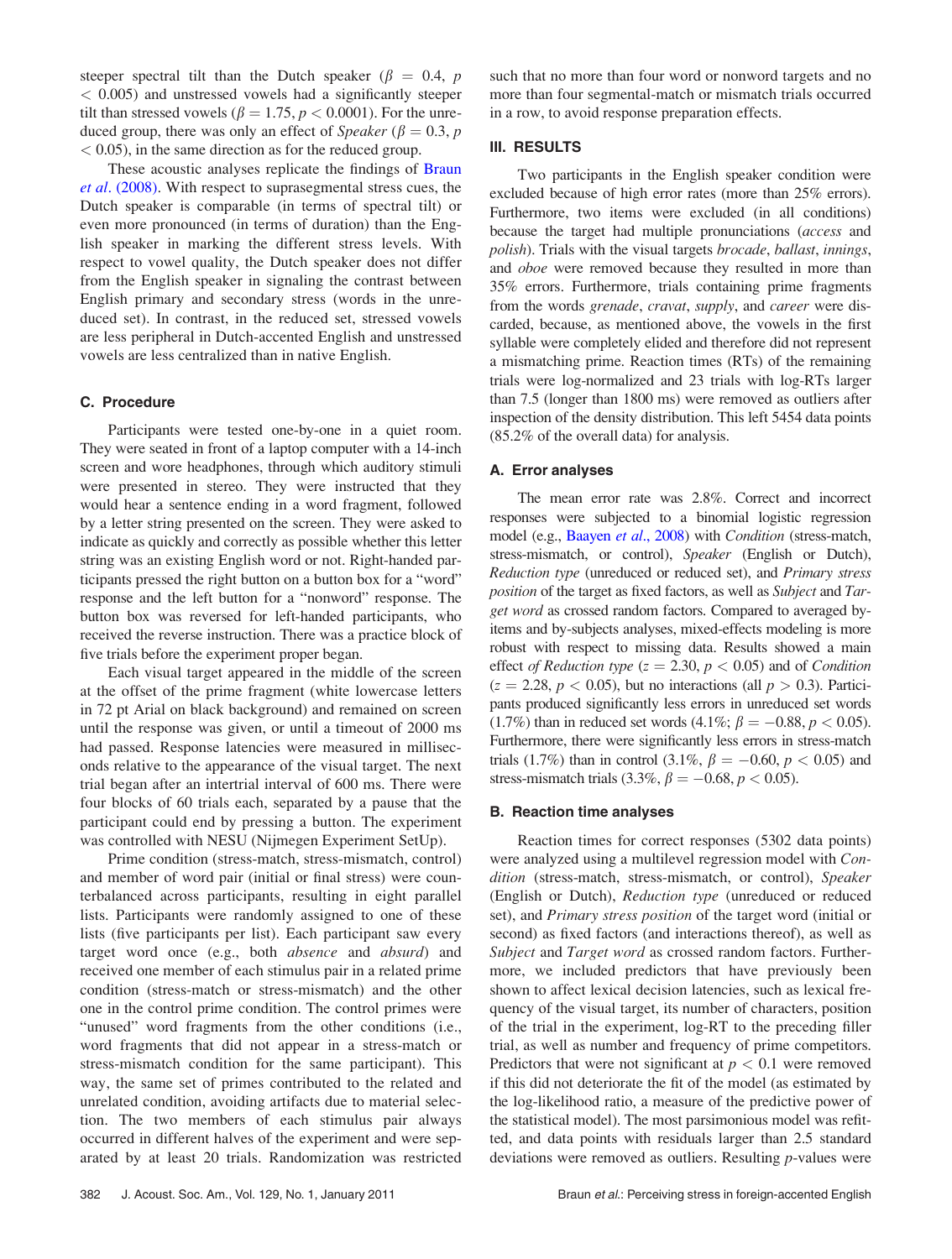steeper spectral tilt than the Dutch speaker ($\beta = 0.4$, $p < 0.005$) and unstressed vowels had a significantly steeper tilt than stressed vowels ($\beta = 1.75$, $p < 0.0001$). For the unreduced group, there was only an effect of *Speaker* ($\beta = 0.3$, $p < 0.05$), in the same direction as for the reduced group.

These acoustic analyses replicate the findings of Braun *et al.* (2008). With respect to suprasegmental stress cues, the Dutch speaker is comparable (in terms of spectral tilt) or even more pronounced (in terms of duration) than the English speaker in marking the different stress levels. With respect to vowel quality, the Dutch speaker does not differ from the English speaker in signaling the contrast between English primary and secondary stress (words in the unreduced set). In contrast, in the reduced set, stressed vowels are less peripheral in Dutch-accented English and unstressed vowels are less centralized than in native English.

### C. Procedure

Participants were tested one-by-one in a quiet room. They were seated in front of a laptop computer with a 14-inch screen and wore headphones, through which auditory stimuli were presented in stereo. They were instructed that they would hear a sentence ending in a word fragment, followed by a letter string presented on the screen. They were asked to indicate as quickly and correctly as possible whether this letter string was an existing English word or not. Right-handed participants pressed the right button on a button box for a "word" response and the left button for a "nonword" response. The button box was reversed for left-handed participants, who received the reverse instruction. There was a practice block of five trials before the experiment proper began.

Each visual target appeared in the middle of the screen at the offset of the prime fragment (white lowercase letters in 72 pt Arial on black background) and remained on screen until the response was given, or until a timeout of 2000 ms had passed. Response latencies were measured in milliseconds relative to the appearance of the visual target. The next trial began after an intertrial interval of 600 ms. There were four blocks of 60 trials each, separated by a pause that the participant could end by pressing a button. The experiment was controlled with NESU (Nijmegen Experiment SetUp).

Prime condition (stress-match, stress-mismatch, control) and member of word pair (initial or final stress) were counterbalanced across participants, resulting in eight parallel lists. Participants were randomly assigned to one of these lists (five participants per list). Each participant saw every target word once (e.g., both *absence* and *absurd*) and received one member of each stimulus pair in a related prime condition (stress-match or stress-mismatch) and the other one in the control prime condition. The control primes were "unused" word fragments from the other conditions (i.e., word fragments that did not appear in a stress-match or stress-mismatch condition for the same participant). This way, the same set of primes contributed to the related and unrelated condition, avoiding artifacts due to material selection. The two members of each stimulus pair always occurred in different halves of the experiment and were separated by at least 20 trials. Randomization was restricted such that no more than four word or nonword targets and no more than four segmental-match or mismatch trials occurred in a row, to avoid response preparation effects.

## III. RESULTS

Two participants in the English speaker condition were excluded because of high error rates (more than 25% errors). Furthermore, two items were excluded (in all conditions) because the target had multiple pronunciations (*access* and *polish*). Trials with the visual targets *brocade*, *ballast*, *innings*, and *oboe* were removed because they resulted in more than 35% errors. Furthermore, trials containing prime fragments from the words *grenade*, *cravat*, *supply*, and *career* were discarded, because, as mentioned above, the vowels in the first syllable were completely elided and therefore did not represent a mismatching prime. Reaction times (RTs) of the remaining trials were log-normalized and 23 trials with log-RTs larger than 7.5 (longer than 1800 ms) were removed as outliers after inspection of the density distribution. This left 5454 data points (85.2% of the overall data) for analysis.

### A. Error analyses

The mean error rate was 2.8%. Correct and incorrect responses were subjected to a binomial logistic regression model (e.g., Baayen *et al.*, 2008) with *Condition* (stress-match, stress-mismatch, or control), *Speaker* (English or Dutch), *Reduction type* (unreduced or reduced set), and *Primary stress position* of the target as fixed factors, as well as *Subject* and *Target word* as crossed random factors. Compared to averaged by-items and by-subjects analyses, mixed-effects modeling is more robust with respect to missing data. Results showed a main effect *of Reduction type* ($z = 2.30$, $p < 0.05$) and of *Condition* ($z = 2.28$, $p < 0.05$), but no interactions (all $p > 0.3$). Participants produced significantly less errors in unreduced set words (1.7%) than in reduced set words (4.1%; $\beta = -0.88$, $p < 0.05$). Furthermore, there were significantly less errors in stress-match trials (1.7%) than in control (3.1%, $\beta = -0.60$, $p < 0.05$) and stress-mismatch trials (3.3%, $\beta = -0.68$, $p < 0.05$).

### B. Reaction time analyses

Reaction times for correct responses (5302 data points) were analyzed using a multilevel regression model with *Condition* (stress-match, stress-mismatch, or control), *Speaker* (English or Dutch), *Reduction type* (unreduced or reduced set), and *Primary stress position* of the target word (initial or second) as fixed factors (and interactions thereof), as well as *Subject* and *Target word* as crossed random factors. Furthermore, we included predictors that have previously been shown to affect lexical decision latencies, such as lexical frequency of the visual target, its number of characters, position of the trial in the experiment, log-RT to the preceding filler trial, as well as number and frequency of prime competitors. Predictors that were not significant at $p < 0.1$ were removed if this did not deteriorate the fit of the model (as estimated by the log-likelihood ratio, a measure of the predictive power of the statistical model). The most parsimonious model was refitted, and data points with residuals larger than 2.5 standard deviations were removed as outliers. Resulting *p*-values were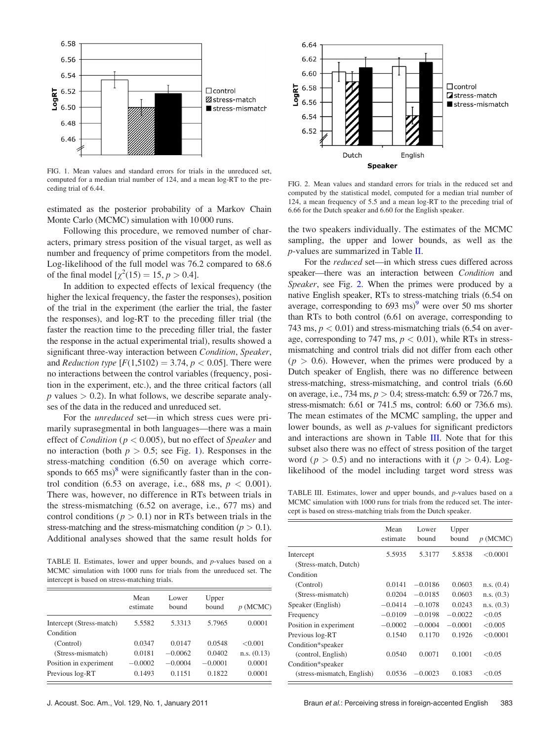FIG. 1. Mean values and standard errors for trials in the unreduced set, computed for a median trial number of 124, and a mean log-RT to the preceding trial of 6.44.

FIG. 2. Mean values and standard errors for trials in the reduced set and computed by the statistical model, computed for a median trial number of 124, a mean frequency of 5.5 and a mean log-RT to the preceding trial of 6.66 for the Dutch speaker and 6.60 for the English speaker.

estimated as the posterior probability of a Markov Chain Monte Carlo (MCMC) simulation with 10 000 runs.

Following this procedure, we removed number of characters, primary stress position of the visual target, as well as number and frequency of prime competitors from the model. Log-likelihood of the full model was 76.2 compared to 68.6 of the final model [$\chi^2(15) = 15, p > 0.4$].

In addition to expected effects of lexical frequency (the higher the lexical frequency, the faster the responses), position of the trial in the experiment (the earlier the trial, the faster the responses), and log-RT to the preceding filler trial (the faster the reaction time to the preceding filler trial, the faster the response in the actual experimental trial), results showed a significant three-way interaction between *Condition*, *Speaker*, and *Reduction type* [$F(1,5102) = 3.74, p < 0.05$]. There were no interactions between the control variables (frequency, position in the experiment, etc.), and the three critical factors (all $p$ values $> 0.2$). In what follows, we describe separate analyses of the data in the reduced and unreduced set.

For the *unreduced* set—in which stress cues were primarily suprasegmental in both languages—there was a main effect of *Condition* ($p < 0.005$), but no effect of *Speaker* and no interaction (both $p > 0.5$; see Fig. 1). Responses in the stress-matching condition (6.50 on average which corresponds to 665 ms)[8] were significantly faster than in the control condition (6.53 on average, i.e., 688 ms, $p < 0.001$). There was, however, no difference in RTs between trials in the stress-mismatching (6.52 on average, i.e., 677 ms) and control conditions ($p > 0.1$) nor in RTs between trials in the stress-matching and the stress-mismatching condition ($p > 0.1$). Additional analyses showed that the same result holds for the two speakers individually. The estimates of the MCMC sampling, the upper and lower bounds, as well as the $p$-values are summarized in Table II.

TABLE II. Estimates, lower and upper bounds, and $p$-values based on a MCMC simulation with 1000 runs for trials from the unreduced set. The intercept is based on stress-matching trials.

| | Mean estimate | Lower bound | Upper bound | $p$ (MCMC) |
|---|---|---|---|---|
| Intercept (Stress-match) | 5.5582 | 5.3313 | 5.7965 | 0.0001 |
| Condition | | | | |
| (Control) | 0.0347 | 0.0147 | 0.0548 | <0.001 |
| (Stress-mismatch) | 0.0181 | −0.0062 | 0.0402 | n.s. (0.13) |
| Position in experiment | −0.0002 | −0.0004 | −0.0001 | 0.0001 |
| Previous log-RT | 0.1493 | 0.1151 | 0.1822 | 0.0001 |

For the *reduced* set—in which stress cues differed across speaker—there was an interaction between *Condition* and *Speaker*, see Fig. 2. When the primes were produced by a native English speaker, RTs to stress-matching trials (6.54 on average, corresponding to 693 ms)[9] were over 50 ms shorter than RTs to both control (6.61 on average, corresponding to 743 ms, $p < 0.01$) and stress-mismatching trials (6.54 on average, corresponding to 747 ms, $p < 0.01$), while RTs in stress-mismatching and control trials did not differ from each other ($p > 0.6$). However, when the primes were produced by a Dutch speaker of English, there was no difference between stress-matching, stress-mismatching, and control trials (6.60 on average, i.e., 734 ms, $p > 0.4$; stress-match: 6.59 or 726.7 ms, stress-mismatch: 6.61 or 741.5 ms, control: 6.60 or 736.6 ms). The mean estimates of the MCMC sampling, the upper and lower bounds, as well as $p$-values for significant predictors and interactions are shown in Table III. Note that for this subset also there was no effect of stress position of the target word ($p > 0.5$) and no interactions with it ($p > 0.4$). Log-likelihood of the model including target word stress was

TABLE III. Estimates, lower and upper bounds, and $p$-values based on a MCMC simulation with 1000 runs for trials from the reduced set. The intercept is based on stress-matching trials from the Dutch speaker.

| | Mean estimate | Lower bound | Upper bound | $p$ (MCMC) |
|---|---|---|---|---|
| Intercept (Stress-match, Dutch) | 5.5935 | 5.3177 | 5.8538 | <0.0001 |
| Condition | | | | |
| (Control) | 0.0141 | −0.0186 | 0.0603 | n.s. (0.4) |
| (Stress-mismatch) | 0.0204 | −0.0185 | 0.0603 | n.s. (0.3) |
| Speaker (English) | −0.0414 | −0.1078 | 0.0243 | n.s. (0.3) |
| Frequency | −0.0109 | −0.0198 | −0.0022 | <0.05 |
| Position in experiment | −0.0002 | −0.0004 | −0.0001 | <0.005 |
| Previous log-RT | 0.1540 | 0.1170 | 0.1926 | <0.0001 |
| Condition*speaker (control, English) | 0.0540 | 0.0071 | 0.1001 | <0.05 |
| Condition*speaker (stress-mismatch, English) | 0.0536 | −0.0023 | 0.1083 | <0.05 |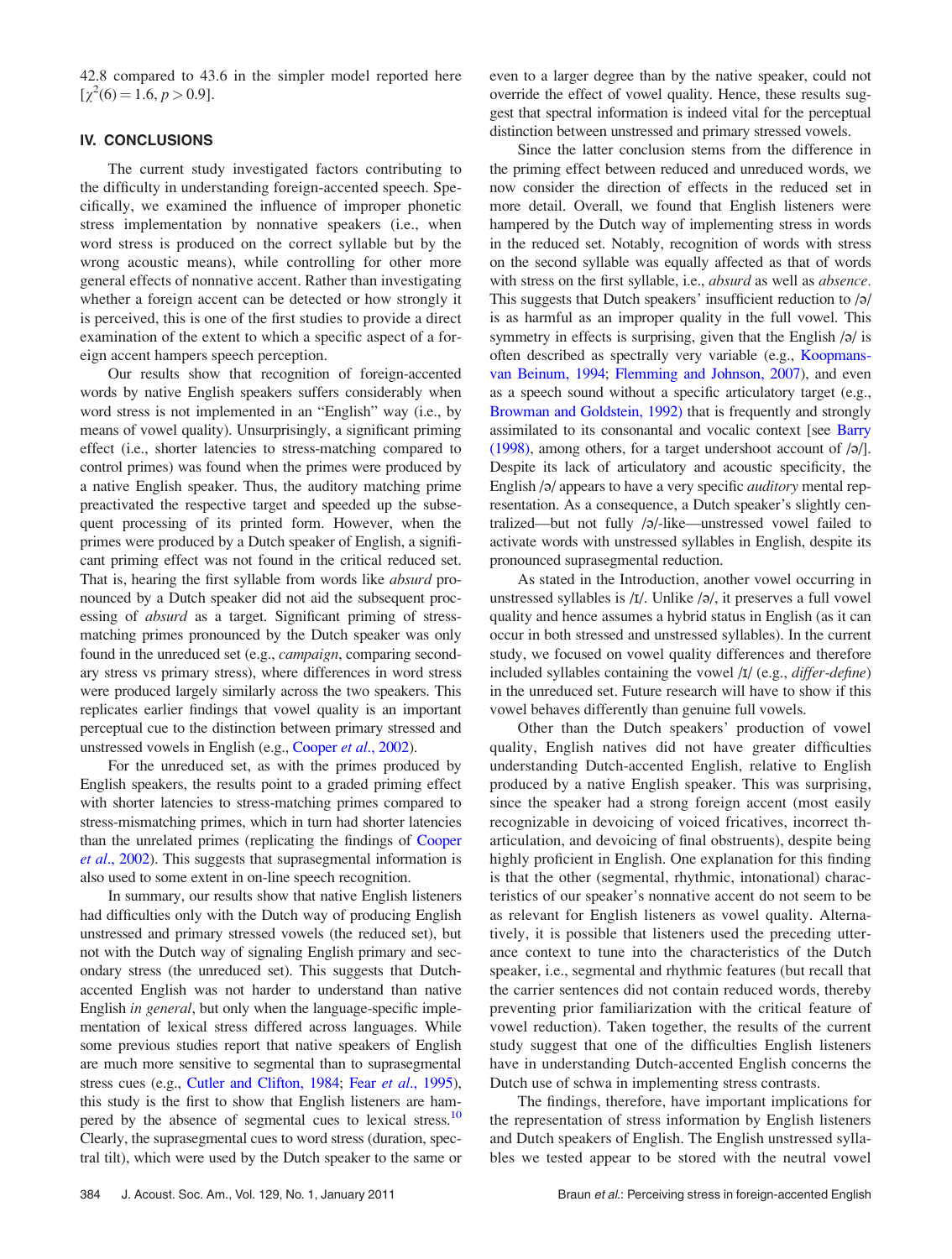42.8 compared to 43.6 in the simpler model reported here [$\chi^2(6) = 1.6, p > 0.9$].

## IV. CONCLUSIONS

The current study investigated factors contributing to the difficulty in understanding foreign-accented speech. Specifically, we examined the influence of improper phonetic stress implementation by nonnative speakers (i.e., when word stress is produced on the correct syllable but by the wrong acoustic means), while controlling for other more general effects of nonnative accent. Rather than investigating whether a foreign accent can be detected or how strongly it is perceived, this is one of the first studies to provide a direct examination of the extent to which a specific aspect of a foreign accent hampers speech perception.

Our results show that recognition of foreign-accented words by native English speakers suffers considerably when word stress is not implemented in an "English" way (i.e., by means of vowel quality). Unsurprisingly, a significant priming effect (i.e., shorter latencies to stress-matching compared to control primes) was found when the primes were produced by a native English speaker. Thus, the auditory matching prime preactivated the respective target and speeded up the subsequent processing of its printed form. However, when the primes were produced by a Dutch speaker of English, a significant priming effect was not found in the critical reduced set. That is, hearing the first syllable from words like *absurd* pronounced by a Dutch speaker did not aid the subsequent processing of *absurd* as a target. Significant priming of stress-matching primes pronounced by the Dutch speaker was only found in the unreduced set (e.g., *campaign*, comparing secondary stress vs primary stress), where differences in word stress were produced largely similarly across the two speakers. This replicates earlier findings that vowel quality is an important perceptual cue to the distinction between primary stressed and unstressed vowels in English (e.g., Cooper *et al.*, 2002).

For the unreduced set, as with the primes produced by English speakers, the results point to a graded priming effect with shorter latencies to stress-matching primes compared to stress-mismatching primes, which in turn had shorter latencies than the unrelated primes (replicating the findings of Cooper *et al.*, 2002). This suggests that suprasegmental information is also used to some extent in on-line speech recognition.

In summary, our results show that native English listeners had difficulties only with the Dutch way of producing English unstressed and primary stressed vowels (the reduced set), but not with the Dutch way of signaling English primary and secondary stress (the unreduced set). This suggests that Dutch-accented English was not harder to understand than native English *in general*, but only when the language-specific implementation of lexical stress differed across languages. While some previous studies report that native speakers of English are much more sensitive to segmental than to suprasegmental stress cues (e.g., Cutler and Clifton, 1984; Fear *et al.*, 1995), this study is the first to show that English listeners are hampered by the absence of segmental cues to lexical stress.[10] Clearly, the suprasegmental cues to word stress (duration, spectral tilt), which were used by the Dutch speaker to the same or even to a larger degree than by the native speaker, could not override the effect of vowel quality. Hence, these results suggest that spectral information is indeed vital for the perceptual distinction between unstressed and primary stressed vowels.

Since the latter conclusion stems from the difference in the priming effect between reduced and unreduced words, we now consider the direction of effects in the reduced set in more detail. Overall, we found that English listeners were hampered by the Dutch way of implementing stress in words in the reduced set. Notably, recognition of words with stress on the second syllable was equally affected as that of words with stress on the first syllable, i.e., *absurd* as well as *absence*. This suggests that Dutch speakers' insufficient reduction to /ə/ is as harmful as an improper quality in the full vowel. This symmetry in effects is surprising, given that the English /ə/ is often described as spectrally very variable (e.g., Koopmans-van Beinum, 1994; Flemming and Johnson, 2007), and even as a speech sound without a specific articulatory target (e.g., Browman and Goldstein, 1992) that is frequently and strongly assimilated to its consonantal and vocalic context [see Barry (1998), among others, for a target undershoot account of /ə/]. Despite its lack of articulatory and acoustic specificity, the English /ə/ appears to have a very specific *auditory* mental representation. As a consequence, a Dutch speaker's slightly centralized—but not fully /ə/-like—unstressed vowel failed to activate words with unstressed syllables in English, despite its pronounced suprasegmental reduction.

As stated in the Introduction, another vowel occurring in unstressed syllables is /ɪ/. Unlike /ə/, it preserves a full vowel quality and hence assumes a hybrid status in English (as it can occur in both stressed and unstressed syllables). In the current study, we focused on vowel quality differences and therefore included syllables containing the vowel /ɪ/ (e.g., *differ-define*) in the unreduced set. Future research will have to show if this vowel behaves differently than genuine full vowels.

Other than the Dutch speakers' production of vowel quality, English natives did not have greater difficulties understanding Dutch-accented English, relative to English produced by a native English speaker. This was surprising, since the speaker had a strong foreign accent (most easily recognizable in devoicing of voiced fricatives, incorrect th-articulation, and devoicing of final obstruents), despite being highly proficient in English. One explanation for this finding is that the other (segmental, rhythmic, intonational) characteristics of our speaker's nonnative accent do not seem to be as relevant for English listeners as vowel quality. Alternatively, it is possible that listeners used the preceding utterance context to tune into the characteristics of the Dutch speaker, i.e., segmental and rhythmic features (but recall that the carrier sentences did not contain reduced words, thereby preventing prior familiarization with the critical feature of vowel reduction). Taken together, the results of the current study suggest that one of the difficulties English listeners have in understanding Dutch-accented English concerns the Dutch use of schwa in implementing stress contrasts.

The findings, therefore, have important implications for the representation of stress information by English listeners and Dutch speakers of English. The English unstressed syllables we tested appear to be stored with the neutral vowel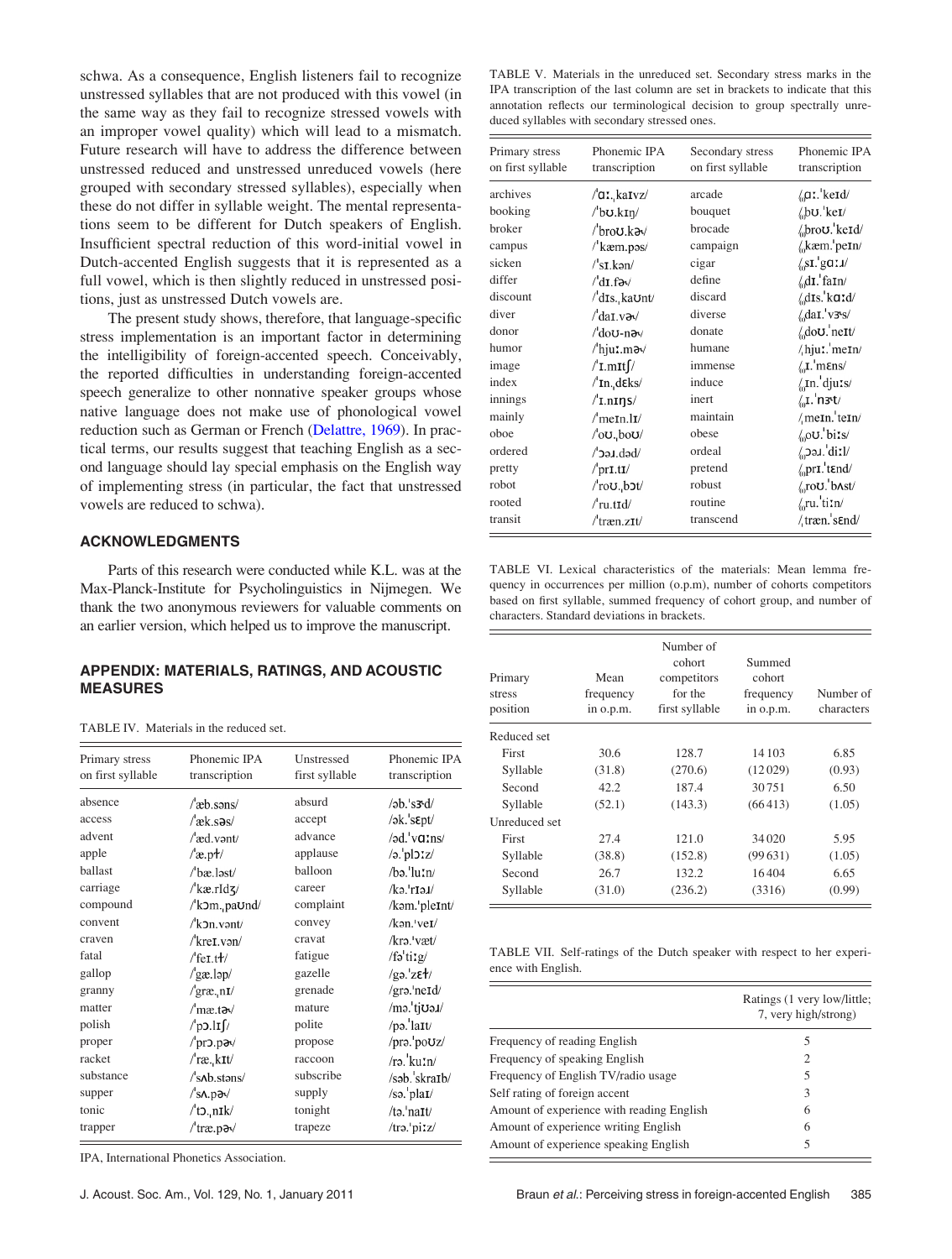schwa. As a consequence, English listeners fail to recognize unstressed syllables that are not produced with this vowel (in the same way as they fail to recognize stressed vowels with an improper vowel quality) which will lead to a mismatch. Future research will have to address the difference between unstressed reduced and unstressed unreduced vowels (here grouped with secondary stressed syllables), especially when these do not differ in syllable weight. The mental representations seem to be different for Dutch speakers of English. Insufficient spectral reduction of this word-initial vowel in Dutch-accented English suggests that it is represented as a full vowel, which is then slightly reduced in unstressed positions, just as unstressed Dutch vowels are.

The present study shows, therefore, that language-specific stress implementation is an important factor in determining the intelligibility of foreign-accented speech. Conceivably, the reported difficulties in understanding foreign-accented speech generalize to other nonnative speaker groups whose native language does not make use of phonological vowel reduction such as German or French (Delattre, 1969). In practical terms, our results suggest that teaching English as a second language should lay special emphasis on the English way of implementing stress (in particular, the fact that unstressed vowels are reduced to schwa).

## ACKNOWLEDGMENTS

Parts of this research were conducted while K.L. was at the Max-Planck-Institute for Psycholinguistics in Nijmegen. We thank the two anonymous reviewers for valuable comments on an earlier version, which helped us to improve the manuscript.

## APPENDIX: MATERIALS, RATINGS, AND ACOUSTIC MEASURES

TABLE IV. Materials in the reduced set.

| Primary stress on first syllable | Phonemic IPA transcription | Unstressed first syllable | Phonemic IPA transcription |
|---|---|---|---|
| absence | /ˈæb.səns/ | absurd | /əb.ˈsɝd/ |
| access | /ˈæk.səs/ | accept | /ək.ˈsɛpt/ |
| advent | /ˈæd.vənt/ | advance | /əd.ˈvɑːns/ |
| apple | /ˈæ.pɫ/ | applause | /ə.ˈplɔːz/ |
| ballast | /ˈbæ.ləst/ | balloon | /bə.ˈluːn/ |
| carriage | /ˈkæ.rIdʒ/ | career | /kə.ˈrIəɹ/ |
| compound | /ˈkɔm.ˌpaʊnd/ | complaint | /kəm.ˈpleInt/ |
| convent | /ˈkɔn.vənt/ | convey | /kən.ˈveI/ |
| craven | /ˈkreI.vən/ | cravat | /krə.ˈvæt/ |
| fatal | /ˈfeI.tɫ/ | fatigue | /fəˈtiːg/ |
| gallop | /ˈgæ.ləp/ | gazelle | /gə.ˈzɛɫ/ |
| granny | /ˈgræ.nI/ | grenade | /grə.ˈneId/ |
| matter | /ˈmæ.tɚ/ | mature | /mə.ˈtjʊəɹ/ |
| polish | /ˈpɔ.lIʃ/ | polite | /pə.ˈlaIt/ |
| proper | /ˈprɔ.pɚ/ | propose | /prə.ˈpoʊz/ |
| racket | /ˈræ.ˌkIt/ | raccoon | /rə.ˈkuːn/ |
| substance | /ˈsʌb.stəns/ | subscribe | /səb.ˈskraIb/ |
| supper | /ˈsʌ.pɚ/ | supply | /sə.ˈplaI/ |
| tonic | /ˈtɔ.ˌnIk/ | tonight | /tə.ˈnaIt/ |
| trapper | /ˈtræ.pɚ/ | trapeze | /trə.ˈpiːz/ |

IPA, International Phonetics Association.

TABLE V. Materials in the unreduced set. Secondary stress marks in the IPA transcription of the last column are set in brackets to indicate that this annotation reflects our terminological decision to group spectrally unreduced syllables with secondary stressed ones.

| Primary stress on first syllable | Phonemic IPA transcription | Secondary stress on first syllable | Phonemic IPA transcription |
|---|---|---|---|
| archives | /ˈɑː.ˌkaIvz/ | arcade | /(ˌ)ɑː.ˈkeId/ |
| booking | /ˈbʊ.kIŋ/ | bouquet | /(ˌ)bʊ.ˈkeI/ |
| broker | /ˈbroʊ.kɚ/ | brocade | /(ˌ)broʊ.ˈkeId/ |
| campus | /ˈkæm.pəs/ | campaign | /(ˌ)kæm.ˈpeIn/ |
| sicken | /ˈsI.kən/ | cigar | /(ˌ)sI.ˈgɑːɹ/ |
| differ | /ˈdI.fɚ/ | define | /(ˌ)dI.ˈfaIn/ |
| discount | /ˈdIs.ˌkaʊnt/ | discard | /(ˌ)dIs.ˈkɑːd/ |
| diver | /ˈdaI.vɚ/ | diverse | /(ˌ)daI.ˈvɝs/ |
| donor | /ˈdoʊ-nɚ/ | donate | /(ˌ)doʊ.ˈneIt/ |
| humor | /ˈhjuː.mɚ/ | humane | /ˌhjuː.ˈmeIn/ |
| image | /ˈI.mItʃ/ | immense | /(ˌ)I.ˈmɛns/ |
| index | /ˈIn.ˌdɛks/ | induce | /(ˌ)In.ˈdjuːs/ |
| innings | /ˈI.nIŋs/ | inert | /(ˌ)I.ˈnɝt/ |
| mainly | /ˈmeIn.lI/ | maintain | /ˌmeIn.ˈteIn/ |
| oboe | /ˈoʊ.ˌboʊ/ | obese | /(ˌ)oʊ.ˈbiːs/ |
| ordered | /ˈɔəɹ.dəd/ | ordeal | /(ˌ)ɔəɹ.ˈdiːl/ |
| pretty | /ˈprI.tI/ | pretend | /(ˌ)prI.ˈtɛnd/ |
| robot | /ˈroʊ.ˌbɔt/ | robust | /(ˌ)roʊ.ˈbʌst/ |
| rooted | /ˈru.tId/ | routine | /(ˌ)ru.ˈtiːn/ |
| transit | /ˈtræn.zIt/ | transcend | /ˌtræn.ˈsɛnd/ |

TABLE VI. Lexical characteristics of the materials: Mean lemma frequency in occurrences per million (o.p.m), number of cohorts competitors based on first syllable, summed frequency of cohort group, and number of characters. Standard deviations in brackets.

| Primary stress position | Mean frequency in o.p.m. | Number of cohort competitors for the first syllable | Summed cohort frequency in o.p.m. | Number of characters |
|---|---|---|---|---|
| Reduced set | | | | |
| First Syllable | 30.6 (31.8) | 128.7 (270.6) | 14103 (12029) | 6.85 (0.93) |
| Second Syllable | 42.2 (52.1) | 187.4 (143.3) | 30751 (66413) | 6.50 (1.05) |
| Unreduced set | | | | |
| First Syllable | 27.4 (38.8) | 121.0 (152.8) | 34020 (99631) | 5.95 (1.05) |
| Second Syllable | 26.7 (31.0) | 132.2 (236.2) | 16404 (3316) | 6.65 (0.99) |

TABLE VII. Self-ratings of the Dutch speaker with respect to her experience with English.

| | Ratings (1 very low/little; 7, very high/strong) |
|---|---|
| Frequency of reading English | 5 |
| Frequency of speaking English | 2 |
| Frequency of English TV/radio usage | 5 |
| Self rating of foreign accent | 3 |
| Amount of experience with reading English | 6 |
| Amount of experience writing English | 6 |
| Amount of experience speaking English | 5 |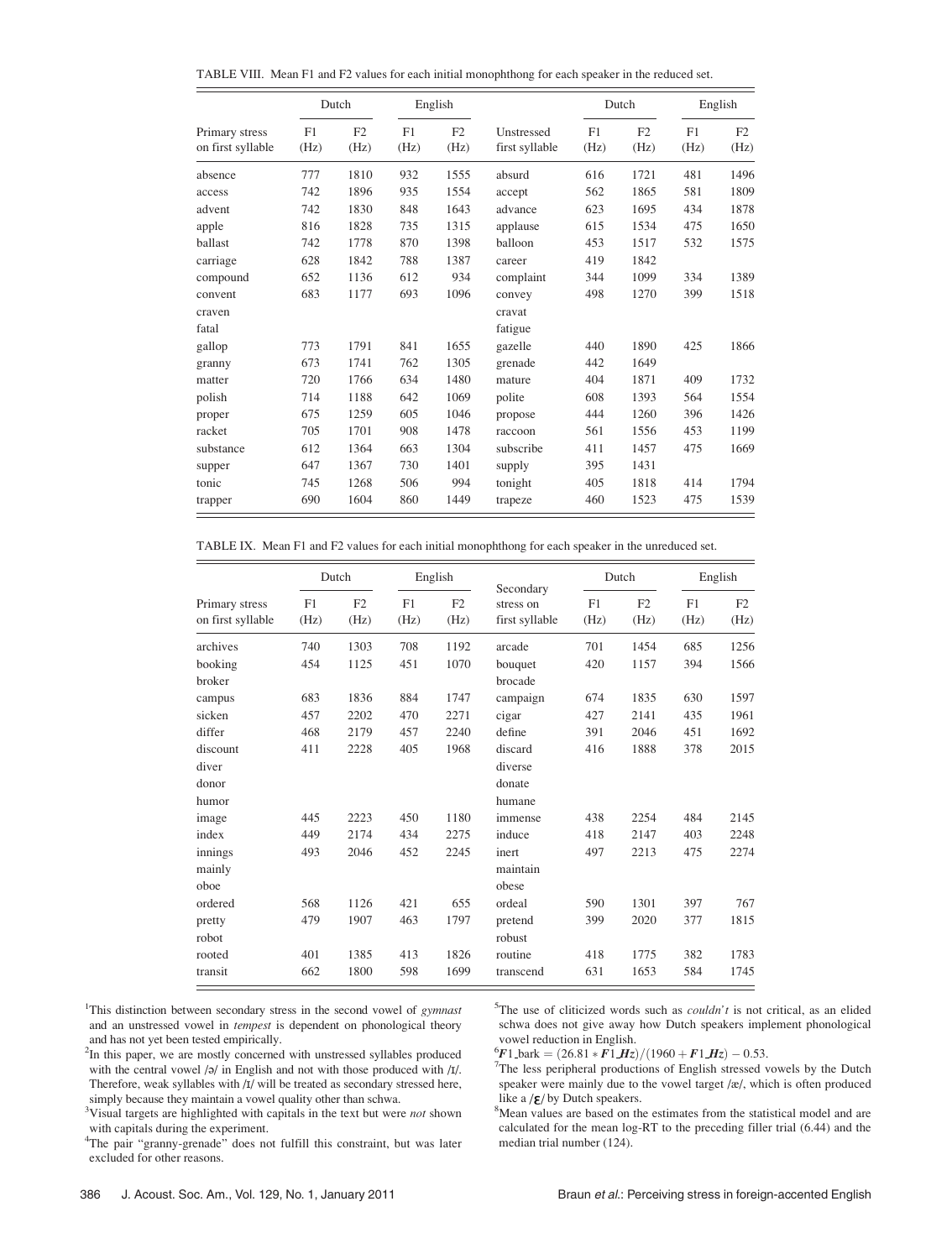TABLE VIII. Mean F1 and F2 values for each initial monophthong for each speaker in the reduced set.

| | Dutch | | English | | | Dutch | | English | |
|---|---|---|---|---|---|---|---|---|---|
| Primary stress on first syllable | F1 (Hz) | F2 (Hz) | F1 (Hz) | F2 (Hz) | Unstressed first syllable | F1 (Hz) | F2 (Hz) | F1 (Hz) | F2 (Hz) |
| absence | 777 | 1810 | 932 | 1555 | absurd | 616 | 1721 | 481 | 1496 |
| access | 742 | 1896 | 935 | 1554 | accept | 562 | 1865 | 581 | 1809 |
| advent | 742 | 1830 | 848 | 1643 | advance | 623 | 1695 | 434 | 1878 |
| apple | 816 | 1828 | 735 | 1315 | applause | 615 | 1534 | 475 | 1650 |
| ballast | 742 | 1778 | 870 | 1398 | balloon | 453 | 1517 | 532 | 1575 |
| carriage | 628 | 1842 | 788 | 1387 | career | 419 | 1842 | | |
| compound | 652 | 1136 | 612 | 934 | complaint | 344 | 1099 | 334 | 1389 |
| convent | 683 | 1177 | 693 | 1096 | convey | 498 | 1270 | 399 | 1518 |
| craven | | | | | cravat | | | | |
| fatal | | | | | fatigue | | | | |
| gallop | 773 | 1791 | 841 | 1655 | gazelle | 440 | 1890 | 425 | 1866 |
| granny | 673 | 1741 | 762 | 1305 | grenade | 442 | 1649 | | |
| matter | 720 | 1766 | 634 | 1480 | mature | 404 | 1871 | 409 | 1732 |
| polish | 714 | 1188 | 642 | 1069 | polite | 608 | 1393 | 564 | 1554 |
| proper | 675 | 1259 | 605 | 1046 | propose | 444 | 1260 | 396 | 1426 |
| racket | 705 | 1701 | 908 | 1478 | raccoon | 561 | 1556 | 453 | 1199 |
| substance | 612 | 1364 | 663 | 1304 | subscribe | 411 | 1457 | 475 | 1669 |
| supper | 647 | 1367 | 730 | 1401 | supply | 395 | 1431 | | |
| tonic | 745 | 1268 | 506 | 994 | tonight | 405 | 1818 | 414 | 1794 |
| trapper | 690 | 1604 | 860 | 1449 | trapeze | 460 | 1523 | 475 | 1539 |

TABLE IX. Mean F1 and F2 values for each initial monophthong for each speaker in the unreduced set.

| | Dutch | | English | | | Dutch | | English | |
|---|---|---|---|---|---|---|---|---|---|
| Primary stress on first syllable | F1 (Hz) | F2 (Hz) | F1 (Hz) | F2 (Hz) | Secondary stress on first syllable | F1 (Hz) | F2 (Hz) | F1 (Hz) | F2 (Hz) |
| archives | 740 | 1303 | 708 | 1192 | arcade | 701 | 1454 | 685 | 1256 |
| booking | 454 | 1125 | 451 | 1070 | bouquet | 420 | 1157 | 394 | 1566 |
| broker | | | | | brocade | | | | |
| campus | 683 | 1836 | 884 | 1747 | campaign | 674 | 1835 | 630 | 1597 |
| sicken | 457 | 2202 | 470 | 2271 | cigar | 427 | 2141 | 435 | 1961 |
| differ | 468 | 2179 | 457 | 2240 | define | 391 | 2046 | 451 | 1692 |
| discount | 411 | 2228 | 405 | 1968 | discard | 416 | 1888 | 378 | 2015 |
| diver | | | | | diverse | | | | |
| donor | | | | | donate | | | | |
| humor | | | | | humane | | | | |
| image | 445 | 2223 | 450 | 1180 | immense | 438 | 2254 | 484 | 2145 |
| index | 449 | 2174 | 434 | 2275 | induce | 418 | 2147 | 403 | 2248 |
| innings | 493 | 2046 | 452 | 2245 | inert | 497 | 2213 | 475 | 2274 |
| mainly | | | | | maintain | | | | |
| oboe | | | | | obese | | | | |
| ordered | 568 | 1126 | 421 | 655 | ordeal | 590 | 1301 | 397 | 767 |
| pretty | 479 | 1907 | 463 | 1797 | pretend | 399 | 2020 | 377 | 1815 |
| robot | | | | | robust | | | | |
| rooted | 401 | 1385 | 413 | 1826 | routine | 418 | 1775 | 382 | 1783 |
| transit | 662 | 1800 | 598 | 1699 | transcend | 631 | 1653 | 584 | 1745 |

[1]This distinction between secondary stress in the second vowel of *gymnast* and an unstressed vowel in *tempest* is dependent on phonological theory and has not yet been tested empirically.

[2]In this paper, we are mostly concerned with unstressed syllables produced with the central vowel /ə/ in English and not with those produced with /ɪ/. Therefore, weak syllables with /ɪ/ will be treated as secondary stressed here, simply because they maintain a vowel quality other than schwa.

[3]Visual targets are highlighted with capitals in the text but were *not* shown with capitals during the experiment.

[4]The pair "granny-grenade" does not fulfill this constraint, but was later excluded for other reasons.

[5]The use of cliticized words such as *couldn't* is not critical, as an elided schwa does not give away how Dutch speakers implement phonological vowel reduction in English.

[6]$F1\_bark = (26.81 * F1\_Hz)/(1960 + F1\_Hz) - 0.53$.

[7]The less peripheral productions of English stressed vowels by the Dutch speaker were mainly due to the vowel target /æ/, which is often produced like a /ɛ/ by Dutch speakers.

[8]Mean values are based on the estimates from the statistical model and are calculated for the mean log-RT to the preceding filler trial (6.44) and the median trial number (124).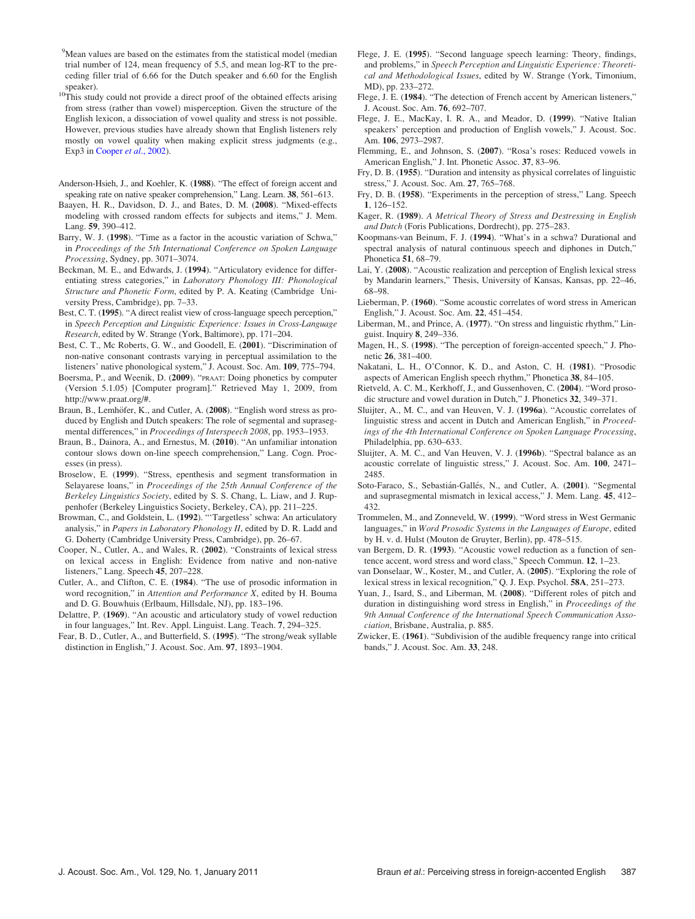[9]Mean values are based on the estimates from the statistical model (median trial number of 124, mean frequency of 5.5, and mean log-RT to the preceding filler trial of 6.66 for the Dutch speaker and 6.60 for the English speaker).

[10]This study could not provide a direct proof of the obtained effects arising from stress (rather than vowel) misperception. Given the structure of the English lexicon, a dissociation of vowel quality and stress is not possible. However, previous studies have already shown that English listeners rely mostly on vowel quality when making explicit stress judgments (e.g., Exp3 in Cooper *et al.*, 2002).

Anderson-Hsieh, J., and Koehler, K. (**1988**). "The effect of foreign accent and speaking rate on native speaker comprehension," Lang. Learn. **38**, 561–613.

Baayen, H. R., Davidson, D. J., and Bates, D. M. (**2008**). "Mixed-effects modeling with crossed random effects for subjects and items," J. Mem. Lang. **59**, 390–412.

Barry, W. J. (**1998**). "Time as a factor in the acoustic variation of Schwa," in *Proceedings of the 5th International Conference on Spoken Language Processing*, Sydney, pp. 3071–3074.

Beckman, M. E., and Edwards, J. (**1994**). "Articulatory evidence for differentiating stress categories," in *Laboratory Phonology III: Phonological Structure and Phonetic Form*, edited by P. A. Keating (Cambridge University Press, Cambridge), pp. 7–33.

Best, C. T. (**1995**). "A direct realist view of cross-language speech perception," in *Speech Perception and Linguistic Experience: Issues in Cross-Language Research*, edited by W. Strange (York, Baltimore), pp. 171–204.

Best, C. T., Mc Roberts, G. W., and Goodell, E. (**2001**). "Discrimination of non-native consonant contrasts varying in perceptual assimilation to the listeners' native phonological system," J. Acoust. Soc. Am. **109**, 775–794.

Boersma, P., and Weenik, D. (**2009**). "PRAAT: Doing phonetics by computer (Version 5.1.05) [Computer program]." Retrieved May 1, 2009, from http://www.praat.org/#.

Braun, B., Lemhöfer, K., and Cutler, A. (**2008**). "English word stress as produced by English and Dutch speakers: The role of segmental and suprasegmental differences," in *Proceedings of Interspeech 2008*, pp. 1953–1953.

Braun, B., Dainora, A., and Ernestus, M. (**2010**). "An unfamiliar intonation contour slows down on-line speech comprehension," Lang. Cogn. Processes (in press).

Broselow, E. (**1999**). "Stress, epenthesis and segment transformation in Selayarese loans," in *Proceedings of the 25th Annual Conference of the Berkeley Linguistics Society*, edited by S. S. Chang, L. Liaw, and J. Ruppenhofer (Berkeley Linguistics Society, Berkeley, CA), pp. 211–225.

Browman, C., and Goldstein, L. (**1992**). "'Targetless' schwa: An articulatory analysis," in *Papers in Laboratory Phonology II*, edited by D. R. Ladd and G. Doherty (Cambridge University Press, Cambridge), pp. 26–67.

Cooper, N., Cutler, A., and Wales, R. (**2002**). "Constraints of lexical stress on lexical access in English: Evidence from native and non-native listeners," Lang. Speech **45**, 207–228.

Cutler, A., and Clifton, C. E. (**1984**). "The use of prosodic information in word recognition," in *Attention and Performance X*, edited by H. Bouma and D. G. Bouwhuis (Erlbaum, Hillsdale, NJ), pp. 183–196.

Delattre, P. (**1969**). "An acoustic and articulatory study of vowel reduction in four languages," Int. Rev. Appl. Linguist. Lang. Teach. **7**, 294–325.

Fear, B. D., Cutler, A., and Butterfield, S. (**1995**). "The strong/weak syllable distinction in English," J. Acoust. Soc. Am. **97**, 1893–1904.

Flege, J. E. (**1995**). "Second language speech learning: Theory, findings, and problems," in *Speech Perception and Linguistic Experience: Theoretical and Methodological Issues*, edited by W. Strange (York, Timonium, MD), pp. 233–272.

Flege, J. E. (**1984**). "The detection of French accent by American listeners," J. Acoust. Soc. Am. **76**, 692–707.

Flege, J. E., MacKay, I. R. A., and Meador, D. (**1999**). "Native Italian speakers' perception and production of English vowels," J. Acoust. Soc. Am. **106**, 2973–2987.

Flemming, E., and Johnson, S. (**2007**). "Rosa's roses: Reduced vowels in American English," J. Int. Phonetic Assoc. **37**, 83–96.

Fry, D. B. (**1955**). "Duration and intensity as physical correlates of linguistic stress," J. Acoust. Soc. Am. **27**, 765–768.

Fry, D. B. (**1958**). "Experiments in the perception of stress," Lang. Speech **1**, 126–152.

Kager, R. (**1989**). *A Metrical Theory of Stress and Destressing in English and Dutch* (Foris Publications, Dordrecht), pp. 275–283.

Koopmans-van Beinum, F. J. (**1994**). "What's in a schwa? Durational and spectral analysis of natural continuous speech and diphones in Dutch," Phonetica **51**, 68–79.

Lai, Y. (**2008**). "Acoustic realization and perception of English lexical stress by Mandarin learners," Thesis, University of Kansas, Kansas, pp. 22–46, 68–98.

Lieberman, P. (**1960**). "Some acoustic correlates of word stress in American English," J. Acoust. Soc. Am. **22**, 451–454.

Liberman, M., and Prince, A. (**1977**). "On stress and linguistic rhythm," Linguist. Inquiry **8**, 249–336.

Magen, H., S. (**1998**). "The perception of foreign-accented speech," J. Phonetic **26**, 381–400.

Nakatani, L. H., O'Connor, K. D., and Aston, C. H. (**1981**). "Prosodic aspects of American English speech rhythm," Phonetica **38**, 84–105.

Rietveld, A. C. M., Kerkhoff, J., and Gussenhoven, C. (**2004**). "Word prosodic structure and vowel duration in Dutch," J. Phonetics **32**, 349–371.

Sluijter, A., M. C., and van Heuven, V. J. (**1996a**). "Acoustic correlates of linguistic stress and accent in Dutch and American English," in *Proceedings of the 4th International Conference on Spoken Language Processing*, Philadelphia, pp. 630–633.

Sluijter, A. M. C., and Van Heuven, V. J. (**1996b**). "Spectral balance as an acoustic correlate of linguistic stress," J. Acoust. Soc. Am. **100**, 2471–2485.

Soto-Faraco, S., Sebastián-Gallés, N., and Cutler, A. (**2001**). "Segmental and suprasegmental mismatch in lexical access," J. Mem. Lang. **45**, 412–432.

Trommelen, M., and Zonneveld, W. (**1999**). "Word stress in West Germanic languages," in *Word Prosodic Systems in the Languages of Europe*, edited by H. v. d. Hulst (Mouton de Gruyter, Berlin), pp. 478–515.

van Bergem, D. R. (**1993**). "Acoustic vowel reduction as a function of sentence accent, word stress and word class," Speech Commun. **12**, 1–23.

van Donselaar, W., Koster, M., and Cutler, A. (**2005**). "Exploring the role of lexical stress in lexical recognition," Q. J. Exp. Psychol. **58A**, 251–273.

Yuan, J., Isard, S., and Liberman, M. (**2008**). "Different roles of pitch and duration in distinguishing word stress in English," in *Proceedings of the 9th Annual Conference of the International Speech Communication Association*, Brisbane, Australia, p. 885.

Zwicker, E. (**1961**). "Subdivision of the audible frequency range into critical bands," J. Acoust. Soc. Am. **33**, 248.